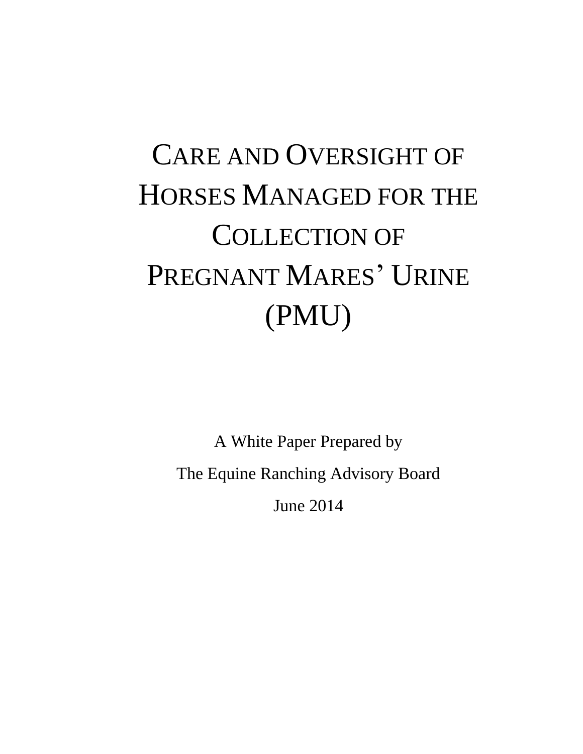# Care and Oversight of Horses Managed for the Collection of Pregnant Mares' Urine (PMU)

A White Paper Prepared by

The Equine Ranching Advisory Board

June 2014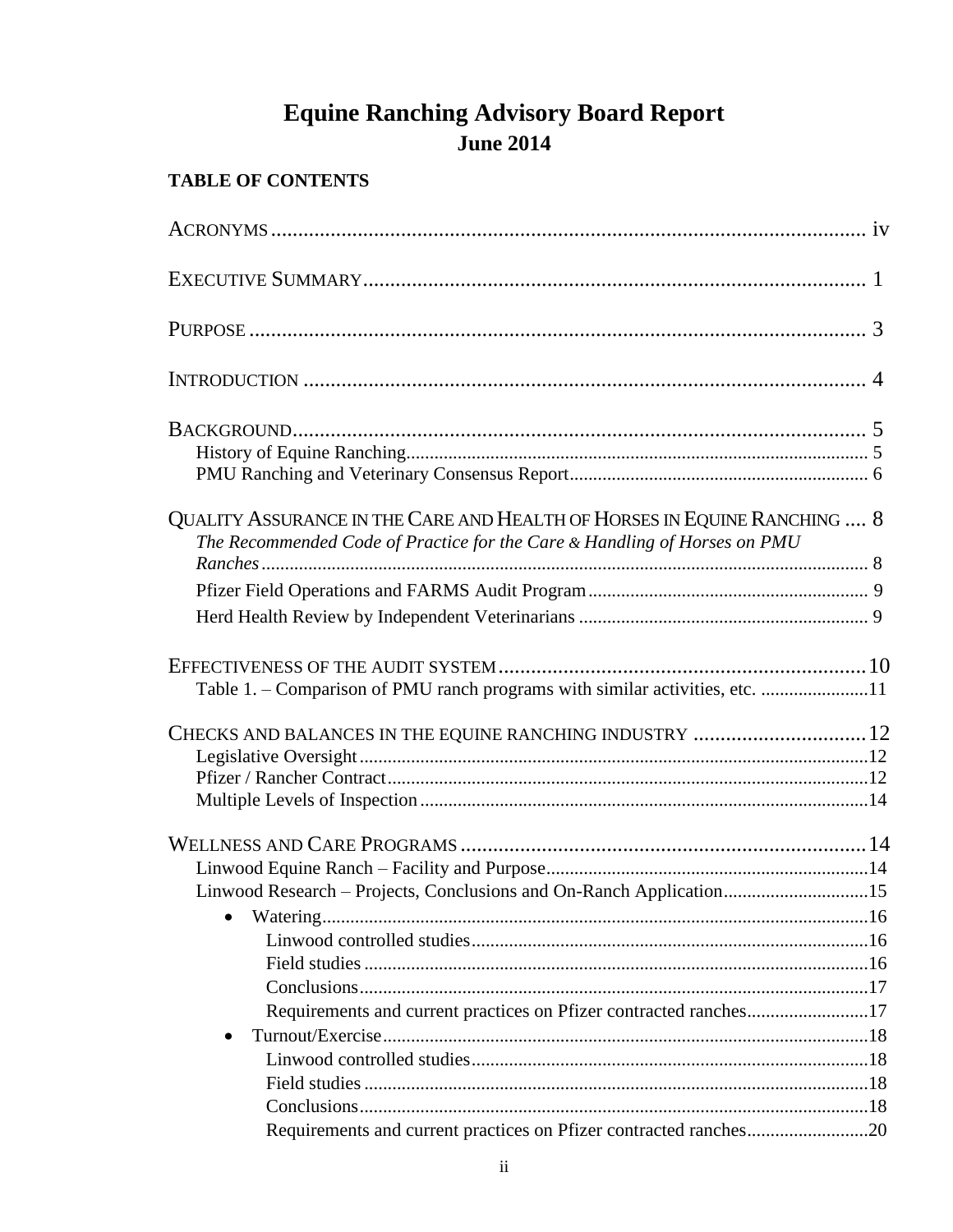# Equine Ranching Advisory Board Report

## June 2014

**TABLE OF CONTENTS**

ACRONYMS ........................................................................................................ iv

EXECUTIVE SUMMARY ........................................................................................ 1

PURPOSE ............................................................................................................ 3

INTRODUCTION .................................................................................................. 4

BACKGROUND ..................................................................................................... 5
- History of Equine Ranching ................................................................................ 5
- PMU Ranching and Veterinary Consensus Report .................................................. 6

QUALITY ASSURANCE IN THE CARE AND HEALTH OF HORSES IN EQUINE RANCHING .... 8
- *The Recommended Code of Practice for the Care & Handling of Horses on PMU Ranches* ................................................................................................................ 8
- Pfizer Field Operations and FARMS Audit Program ............................................... 9
- Herd Health Review by Independent Veterinarians ................................................ 9

EFFECTIVENESS OF THE AUDIT SYSTEM ............................................................ 10
- Table 1. – Comparison of PMU ranch programs with similar activities, etc. ............ 11

CHECKS AND BALANCES IN THE EQUINE RANCHING INDUSTRY .......................... 12
- Legislative Oversight ......................................................................................... 12
- Pfizer / Rancher Contract ................................................................................... 12
- Multiple Levels of Inspection ............................................................................. 14

WELLNESS AND CARE PROGRAMS .................................................................... 14
- Linwood Equine Ranch – Facility and Purpose ..................................................... 14
- Linwood Research – Projects, Conclusions and On-Ranch Application .................. 15
  - Watering ...................................................................................................... 16
    - Linwood controlled studies ......................................................................... 16
    - Field studies ............................................................................................... 16
    - Conclusions ................................................................................................ 17
    - Requirements and current practices on Pfizer contracted ranches .................... 17
  - Turnout/Exercise ........................................................................................... 18
    - Linwood controlled studies ......................................................................... 18
    - Field studies ............................................................................................... 18
    - Conclusions ................................................................................................ 18
    - Requirements and current practices on Pfizer contracted ranches .................... 20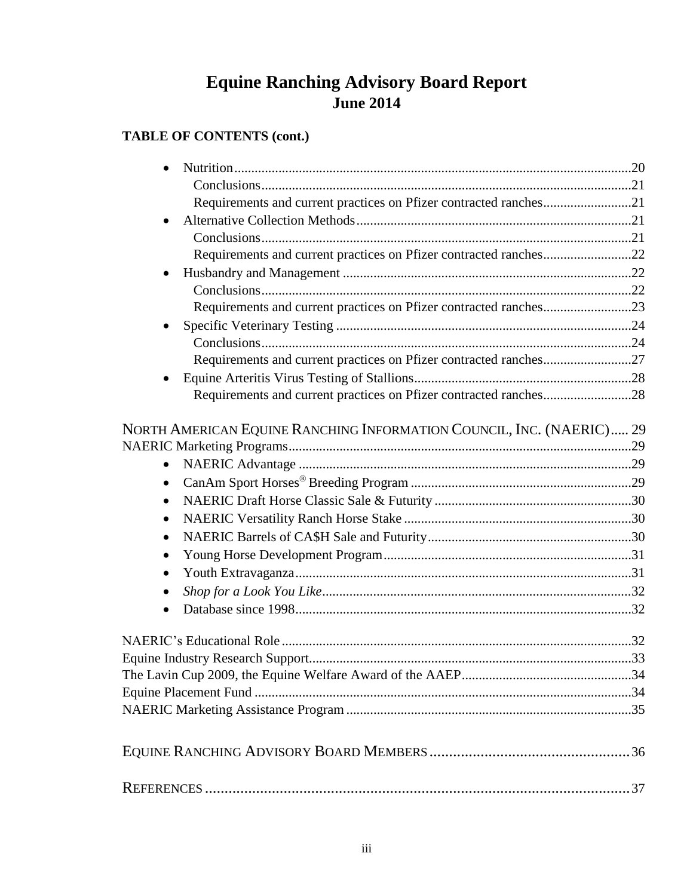# Equine Ranching Advisory Board Report
## June 2014

**TABLE OF CONTENTS (cont.)**

- Nutrition....20
  - Conclusions....21
  - Requirements and current practices on Pfizer contracted ranches....21
- Alternative Collection Methods....21
  - Conclusions....21
  - Requirements and current practices on Pfizer contracted ranches....22
- Husbandry and Management....22
  - Conclusions....22
  - Requirements and current practices on Pfizer contracted ranches....23
- Specific Veterinary Testing....24
  - Conclusions....24
  - Requirements and current practices on Pfizer contracted ranches....27
- Equine Arteritis Virus Testing of Stallions....28
  - Requirements and current practices on Pfizer contracted ranches....28

NORTH AMERICAN EQUINE RANCHING INFORMATION COUNCIL, INC. (NAERIC)....29

NAERIC Marketing Programs....29

- NAERIC Advantage....29
- CanAm Sport Horses® Breeding Program....29
- NAERIC Draft Horse Classic Sale & Futurity....30
- NAERIC Versatility Ranch Horse Stake....30
- NAERIC Barrels of CA$H Sale and Futurity....30
- Young Horse Development Program....31
- Youth Extravaganza....31
- *Shop for a Look You Like*....32
- Database since 1998....32

NAERIC's Educational Role....32

Equine Industry Research Support....33

The Lavin Cup 2009, the Equine Welfare Award of the AAEP....34

Equine Placement Fund....34

NAERIC Marketing Assistance Program....35

EQUINE RANCHING ADVISORY BOARD MEMBERS....36

REFERENCES....37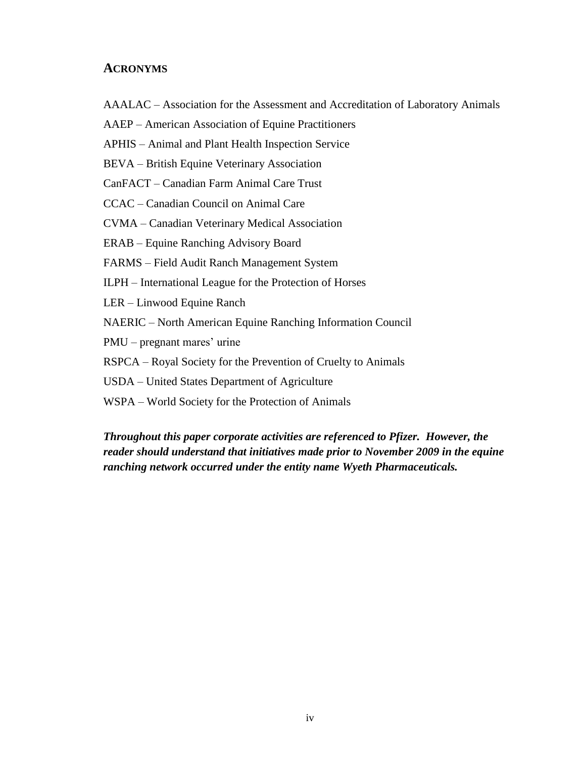## Acronyms

AAALAC – Association for the Assessment and Accreditation of Laboratory Animals

AAEP – American Association of Equine Practitioners

APHIS – Animal and Plant Health Inspection Service

BEVA – British Equine Veterinary Association

CanFACT – Canadian Farm Animal Care Trust

CCAC – Canadian Council on Animal Care

CVMA – Canadian Veterinary Medical Association

ERAB – Equine Ranching Advisory Board

FARMS – Field Audit Ranch Management System

ILPH – International League for the Protection of Horses

LER – Linwood Equine Ranch

NAERIC – North American Equine Ranching Information Council

PMU – pregnant mares' urine

RSPCA – Royal Society for the Prevention of Cruelty to Animals

USDA – United States Department of Agriculture

WSPA – World Society for the Protection of Animals

***Throughout this paper corporate activities are referenced to Pfizer. However, the reader should understand that initiatives made prior to November 2009 in the equine ranching network occurred under the entity name Wyeth Pharmaceuticals.***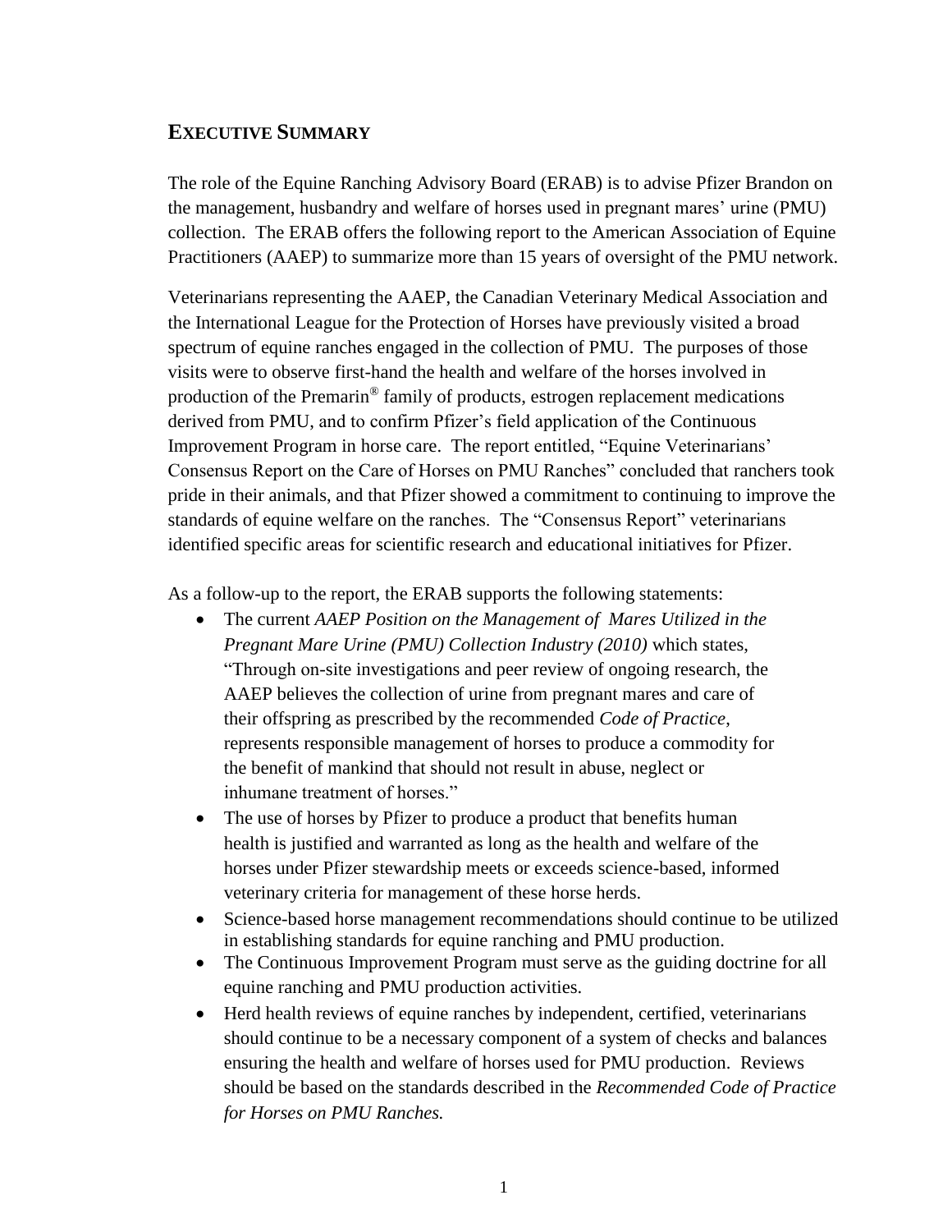## Executive Summary

The role of the Equine Ranching Advisory Board (ERAB) is to advise Pfizer Brandon on the management, husbandry and welfare of horses used in pregnant mares' urine (PMU) collection. The ERAB offers the following report to the American Association of Equine Practitioners (AAEP) to summarize more than 15 years of oversight of the PMU network.

Veterinarians representing the AAEP, the Canadian Veterinary Medical Association and the International League for the Protection of Horses have previously visited a broad spectrum of equine ranches engaged in the collection of PMU. The purposes of those visits were to observe first-hand the health and welfare of the horses involved in production of the Premarin® family of products, estrogen replacement medications derived from PMU, and to confirm Pfizer's field application of the Continuous Improvement Program in horse care. The report entitled, "Equine Veterinarians' Consensus Report on the Care of Horses on PMU Ranches" concluded that ranchers took pride in their animals, and that Pfizer showed a commitment to continuing to improve the standards of equine welfare on the ranches. The "Consensus Report" veterinarians identified specific areas for scientific research and educational initiatives for Pfizer.

As a follow-up to the report, the ERAB supports the following statements:

- The current *AAEP Position on the Management of Mares Utilized in the Pregnant Mare Urine (PMU) Collection Industry (2010)* which states, "Through on-site investigations and peer review of ongoing research, the AAEP believes the collection of urine from pregnant mares and care of their offspring as prescribed by the recommended *Code of Practice*, represents responsible management of horses to produce a commodity for the benefit of mankind that should not result in abuse, neglect or inhumane treatment of horses."
- The use of horses by Pfizer to produce a product that benefits human health is justified and warranted as long as the health and welfare of the horses under Pfizer stewardship meets or exceeds science-based, informed veterinary criteria for management of these horse herds.
- Science-based horse management recommendations should continue to be utilized in establishing standards for equine ranching and PMU production.
- The Continuous Improvement Program must serve as the guiding doctrine for all equine ranching and PMU production activities.
- Herd health reviews of equine ranches by independent, certified, veterinarians should continue to be a necessary component of a system of checks and balances ensuring the health and welfare of horses used for PMU production. Reviews should be based on the standards described in the *Recommended Code of Practice for Horses on PMU Ranches.*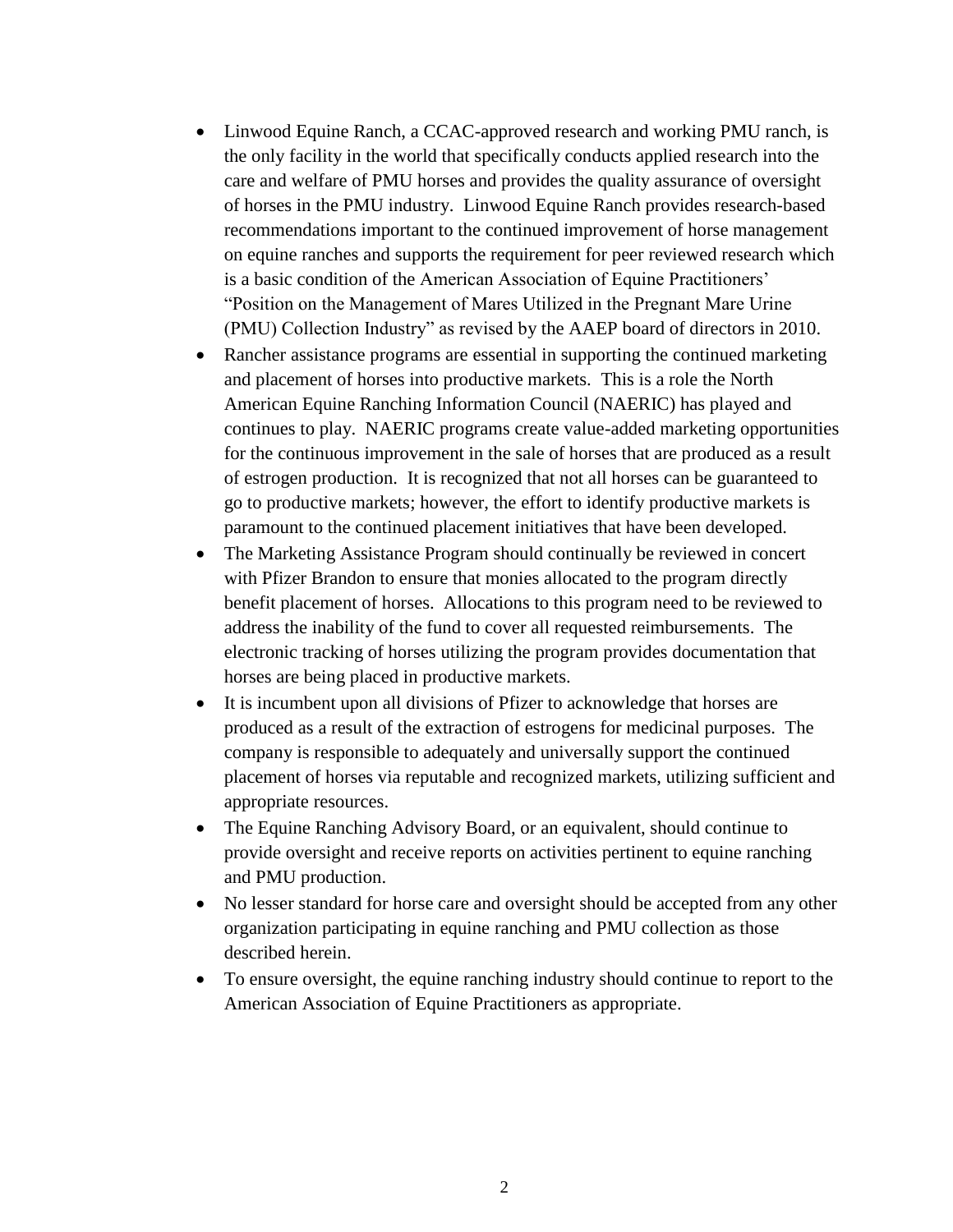- Linwood Equine Ranch, a CCAC-approved research and working PMU ranch, is the only facility in the world that specifically conducts applied research into the care and welfare of PMU horses and provides the quality assurance of oversight of horses in the PMU industry. Linwood Equine Ranch provides research-based recommendations important to the continued improvement of horse management on equine ranches and supports the requirement for peer reviewed research which is a basic condition of the American Association of Equine Practitioners' "Position on the Management of Mares Utilized in the Pregnant Mare Urine (PMU) Collection Industry" as revised by the AAEP board of directors in 2010.
- Rancher assistance programs are essential in supporting the continued marketing and placement of horses into productive markets. This is a role the North American Equine Ranching Information Council (NAERIC) has played and continues to play. NAERIC programs create value-added marketing opportunities for the continuous improvement in the sale of horses that are produced as a result of estrogen production. It is recognized that not all horses can be guaranteed to go to productive markets; however, the effort to identify productive markets is paramount to the continued placement initiatives that have been developed.
- The Marketing Assistance Program should continually be reviewed in concert with Pfizer Brandon to ensure that monies allocated to the program directly benefit placement of horses. Allocations to this program need to be reviewed to address the inability of the fund to cover all requested reimbursements. The electronic tracking of horses utilizing the program provides documentation that horses are being placed in productive markets.
- It is incumbent upon all divisions of Pfizer to acknowledge that horses are produced as a result of the extraction of estrogens for medicinal purposes. The company is responsible to adequately and universally support the continued placement of horses via reputable and recognized markets, utilizing sufficient and appropriate resources.
- The Equine Ranching Advisory Board, or an equivalent, should continue to provide oversight and receive reports on activities pertinent to equine ranching and PMU production.
- No lesser standard for horse care and oversight should be accepted from any other organization participating in equine ranching and PMU collection as those described herein.
- To ensure oversight, the equine ranching industry should continue to report to the American Association of Equine Practitioners as appropriate.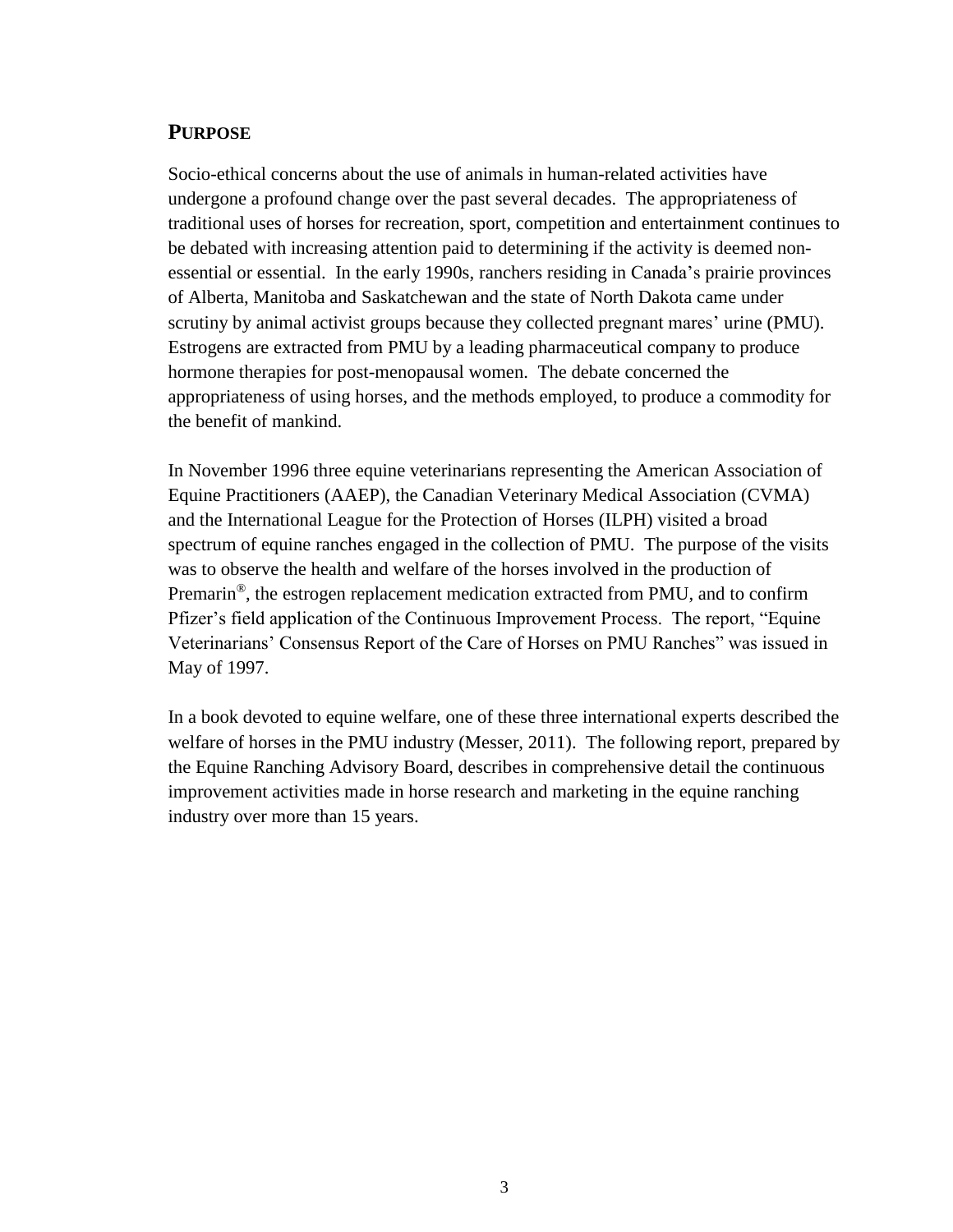## PURPOSE

Socio-ethical concerns about the use of animals in human-related activities have undergone a profound change over the past several decades. The appropriateness of traditional uses of horses for recreation, sport, competition and entertainment continues to be debated with increasing attention paid to determining if the activity is deemed non-essential or essential. In the early 1990s, ranchers residing in Canada's prairie provinces of Alberta, Manitoba and Saskatchewan and the state of North Dakota came under scrutiny by animal activist groups because they collected pregnant mares' urine (PMU). Estrogens are extracted from PMU by a leading pharmaceutical company to produce hormone therapies for post-menopausal women. The debate concerned the appropriateness of using horses, and the methods employed, to produce a commodity for the benefit of mankind.

In November 1996 three equine veterinarians representing the American Association of Equine Practitioners (AAEP), the Canadian Veterinary Medical Association (CVMA) and the International League for the Protection of Horses (ILPH) visited a broad spectrum of equine ranches engaged in the collection of PMU. The purpose of the visits was to observe the health and welfare of the horses involved in the production of Premarin®, the estrogen replacement medication extracted from PMU, and to confirm Pfizer's field application of the Continuous Improvement Process. The report, "Equine Veterinarians' Consensus Report of the Care of Horses on PMU Ranches" was issued in May of 1997.

In a book devoted to equine welfare, one of these three international experts described the welfare of horses in the PMU industry (Messer, 2011). The following report, prepared by the Equine Ranching Advisory Board, describes in comprehensive detail the continuous improvement activities made in horse research and marketing in the equine ranching industry over more than 15 years.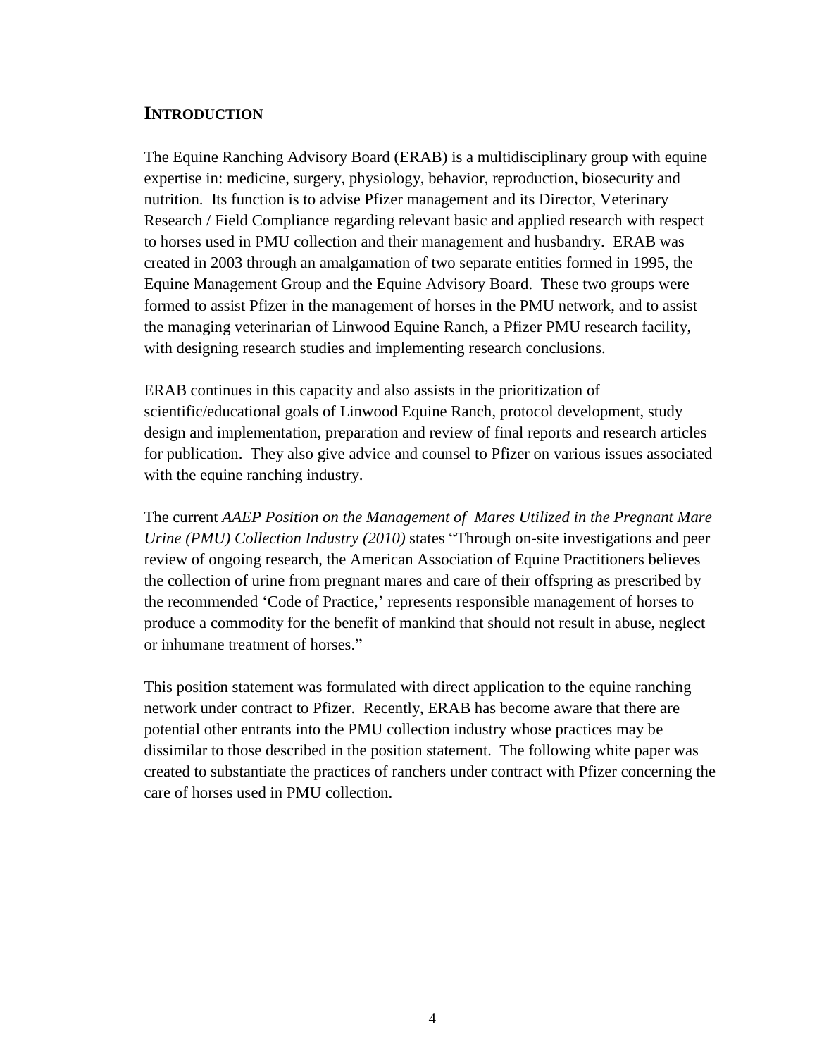## Introduction

The Equine Ranching Advisory Board (ERAB) is a multidisciplinary group with equine expertise in: medicine, surgery, physiology, behavior, reproduction, biosecurity and nutrition. Its function is to advise Pfizer management and its Director, Veterinary Research / Field Compliance regarding relevant basic and applied research with respect to horses used in PMU collection and their management and husbandry. ERAB was created in 2003 through an amalgamation of two separate entities formed in 1995, the Equine Management Group and the Equine Advisory Board. These two groups were formed to assist Pfizer in the management of horses in the PMU network, and to assist the managing veterinarian of Linwood Equine Ranch, a Pfizer PMU research facility, with designing research studies and implementing research conclusions.

ERAB continues in this capacity and also assists in the prioritization of scientific/educational goals of Linwood Equine Ranch, protocol development, study design and implementation, preparation and review of final reports and research articles for publication. They also give advice and counsel to Pfizer on various issues associated with the equine ranching industry.

The current *AAEP Position on the Management of Mares Utilized in the Pregnant Mare Urine (PMU) Collection Industry (2010)* states "Through on-site investigations and peer review of ongoing research, the American Association of Equine Practitioners believes the collection of urine from pregnant mares and care of their offspring as prescribed by the recommended 'Code of Practice,' represents responsible management of horses to produce a commodity for the benefit of mankind that should not result in abuse, neglect or inhumane treatment of horses."

This position statement was formulated with direct application to the equine ranching network under contract to Pfizer. Recently, ERAB has become aware that there are potential other entrants into the PMU collection industry whose practices may be dissimilar to those described in the position statement. The following white paper was created to substantiate the practices of ranchers under contract with Pfizer concerning the care of horses used in PMU collection.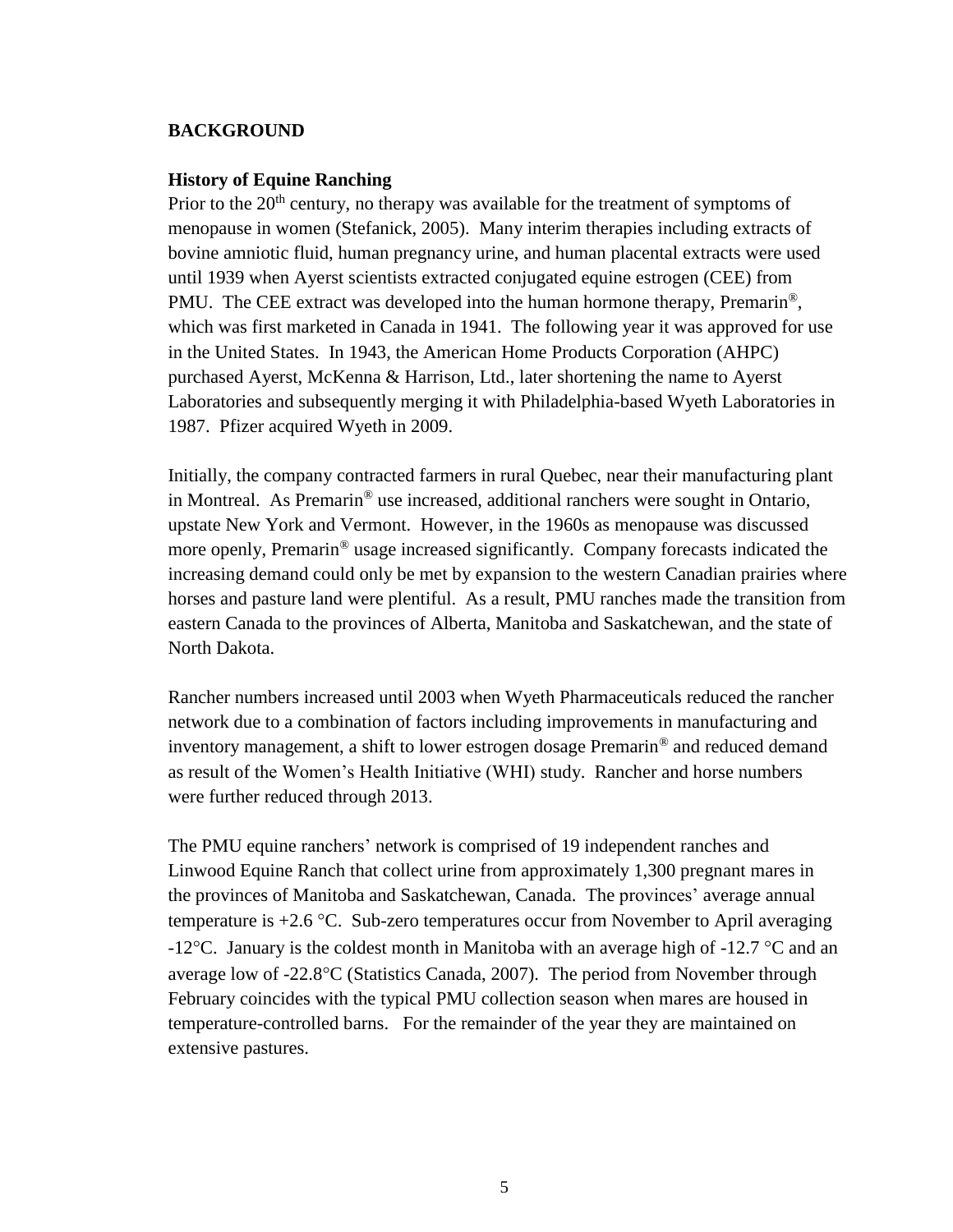## BACKGROUND

### History of Equine Ranching

Prior to the 20th century, no therapy was available for the treatment of symptoms of menopause in women (Stefanick, 2005). Many interim therapies including extracts of bovine amniotic fluid, human pregnancy urine, and human placental extracts were used until 1939 when Ayerst scientists extracted conjugated equine estrogen (CEE) from PMU. The CEE extract was developed into the human hormone therapy, Premarin®, which was first marketed in Canada in 1941. The following year it was approved for use in the United States. In 1943, the American Home Products Corporation (AHPC) purchased Ayerst, McKenna & Harrison, Ltd., later shortening the name to Ayerst Laboratories and subsequently merging it with Philadelphia-based Wyeth Laboratories in 1987. Pfizer acquired Wyeth in 2009.

Initially, the company contracted farmers in rural Quebec, near their manufacturing plant in Montreal. As Premarin® use increased, additional ranchers were sought in Ontario, upstate New York and Vermont. However, in the 1960s as menopause was discussed more openly, Premarin® usage increased significantly. Company forecasts indicated the increasing demand could only be met by expansion to the western Canadian prairies where horses and pasture land were plentiful. As a result, PMU ranches made the transition from eastern Canada to the provinces of Alberta, Manitoba and Saskatchewan, and the state of North Dakota.

Rancher numbers increased until 2003 when Wyeth Pharmaceuticals reduced the rancher network due to a combination of factors including improvements in manufacturing and inventory management, a shift to lower estrogen dosage Premarin® and reduced demand as result of the Women's Health Initiative (WHI) study. Rancher and horse numbers were further reduced through 2013.

The PMU equine ranchers' network is comprised of 19 independent ranches and Linwood Equine Ranch that collect urine from approximately 1,300 pregnant mares in the provinces of Manitoba and Saskatchewan, Canada. The provinces' average annual temperature is +2.6 °C. Sub-zero temperatures occur from November to April averaging -12°C. January is the coldest month in Manitoba with an average high of -12.7 °C and an average low of -22.8°C (Statistics Canada, 2007). The period from November through February coincides with the typical PMU collection season when mares are housed in temperature-controlled barns. For the remainder of the year they are maintained on extensive pastures.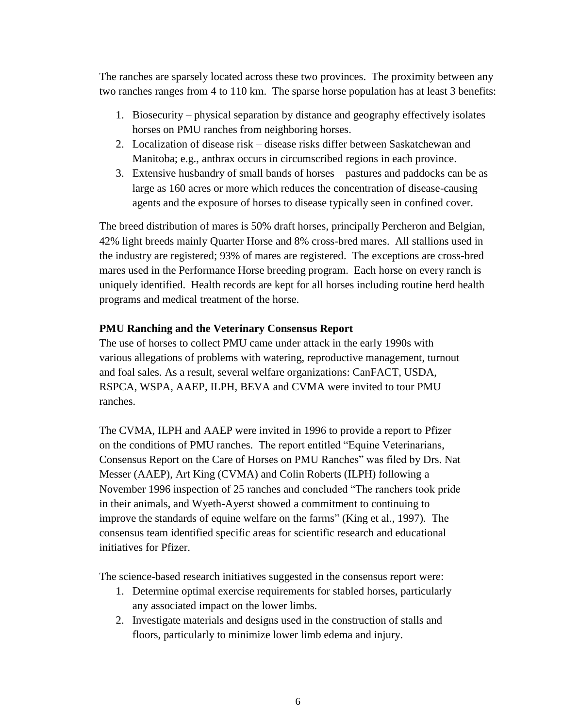The ranches are sparsely located across these two provinces. The proximity between any two ranches ranges from 4 to 110 km. The sparse horse population has at least 3 benefits:

1. Biosecurity – physical separation by distance and geography effectively isolates horses on PMU ranches from neighboring horses.
2. Localization of disease risk – disease risks differ between Saskatchewan and Manitoba; e.g., anthrax occurs in circumscribed regions in each province.
3. Extensive husbandry of small bands of horses – pastures and paddocks can be as large as 160 acres or more which reduces the concentration of disease-causing agents and the exposure of horses to disease typically seen in confined cover.

The breed distribution of mares is 50% draft horses, principally Percheron and Belgian, 42% light breeds mainly Quarter Horse and 8% cross-bred mares. All stallions used in the industry are registered; 93% of mares are registered. The exceptions are cross-bred mares used in the Performance Horse breeding program. Each horse on every ranch is uniquely identified. Health records are kept for all horses including routine herd health programs and medical treatment of the horse.

**PMU Ranching and the Veterinary Consensus Report**

The use of horses to collect PMU came under attack in the early 1990s with various allegations of problems with watering, reproductive management, turnout and foal sales. As a result, several welfare organizations: CanFACT, USDA, RSPCA, WSPA, AAEP, ILPH, BEVA and CVMA were invited to tour PMU ranches.

The CVMA, ILPH and AAEP were invited in 1996 to provide a report to Pfizer on the conditions of PMU ranches. The report entitled "Equine Veterinarians, Consensus Report on the Care of Horses on PMU Ranches" was filed by Drs. Nat Messer (AAEP), Art King (CVMA) and Colin Roberts (ILPH) following a November 1996 inspection of 25 ranches and concluded "The ranchers took pride in their animals, and Wyeth-Ayerst showed a commitment to continuing to improve the standards of equine welfare on the farms" (King et al., 1997). The consensus team identified specific areas for scientific research and educational initiatives for Pfizer.

The science-based research initiatives suggested in the consensus report were:

1. Determine optimal exercise requirements for stabled horses, particularly any associated impact on the lower limbs.
2. Investigate materials and designs used in the construction of stalls and floors, particularly to minimize lower limb edema and injury.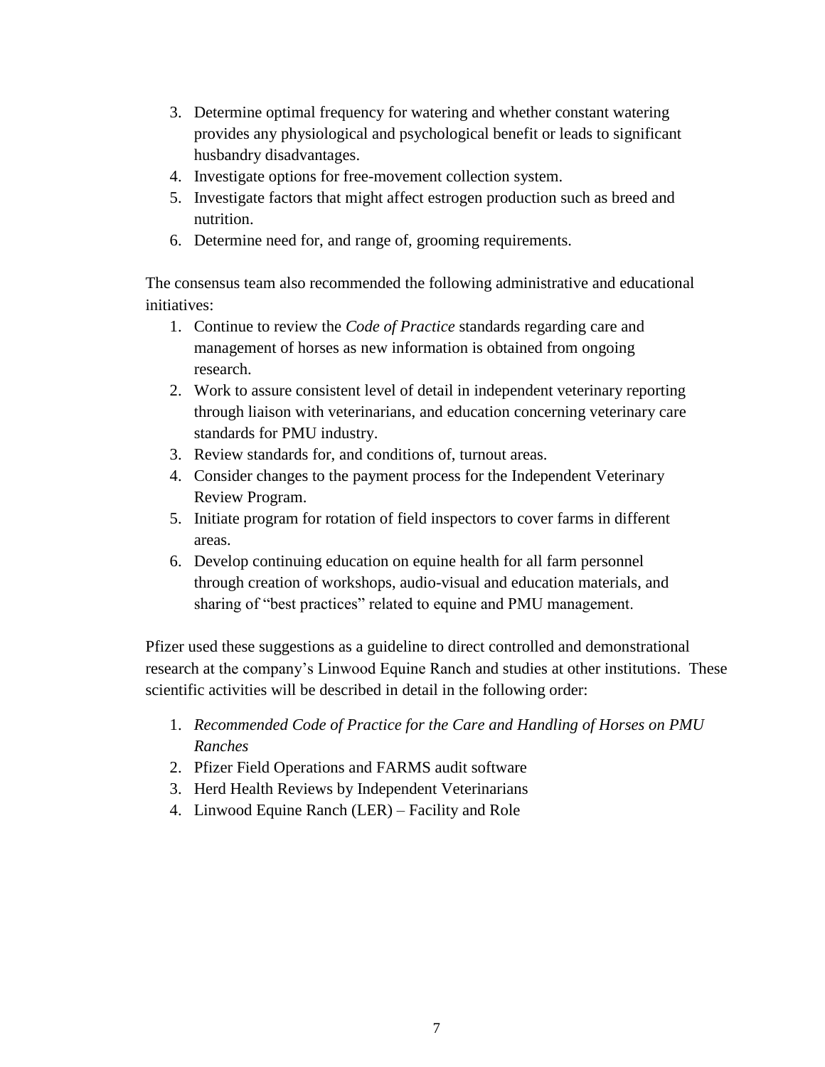3. Determine optimal frequency for watering and whether constant watering provides any physiological and psychological benefit or leads to significant husbandry disadvantages.
4. Investigate options for free-movement collection system.
5. Investigate factors that might affect estrogen production such as breed and nutrition.
6. Determine need for, and range of, grooming requirements.

The consensus team also recommended the following administrative and educational initiatives:

1. Continue to review the *Code of Practice* standards regarding care and management of horses as new information is obtained from ongoing research.
2. Work to assure consistent level of detail in independent veterinary reporting through liaison with veterinarians, and education concerning veterinary care standards for PMU industry.
3. Review standards for, and conditions of, turnout areas.
4. Consider changes to the payment process for the Independent Veterinary Review Program.
5. Initiate program for rotation of field inspectors to cover farms in different areas.
6. Develop continuing education on equine health for all farm personnel through creation of workshops, audio-visual and education materials, and sharing of "best practices" related to equine and PMU management.

Pfizer used these suggestions as a guideline to direct controlled and demonstrational research at the company's Linwood Equine Ranch and studies at other institutions. These scientific activities will be described in detail in the following order:

1. *Recommended Code of Practice for the Care and Handling of Horses on PMU Ranches*
2. Pfizer Field Operations and FARMS audit software
3. Herd Health Reviews by Independent Veterinarians
4. Linwood Equine Ranch (LER) – Facility and Role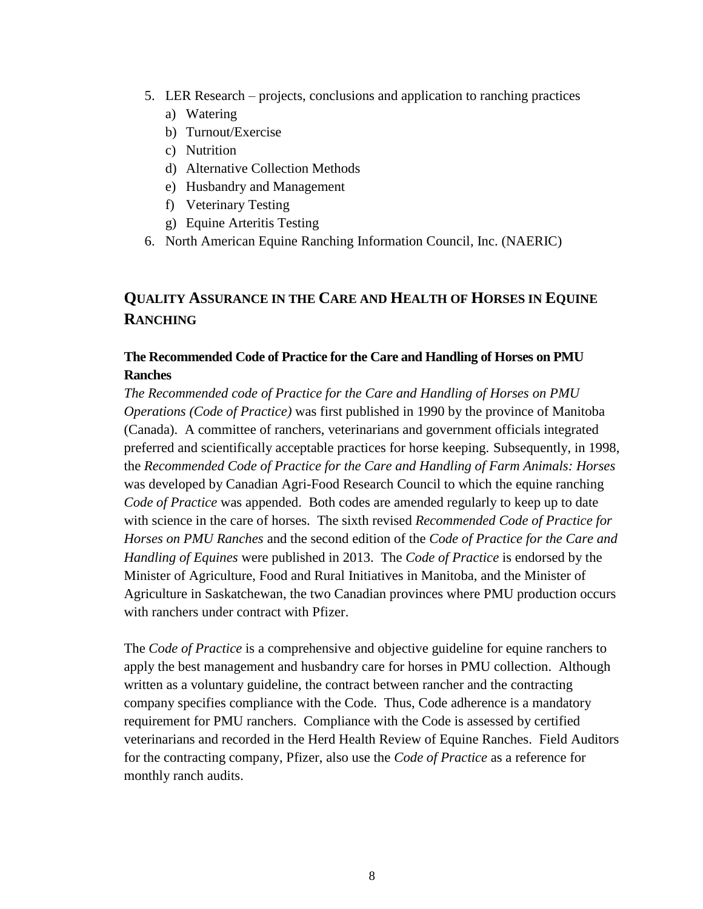5. LER Research – projects, conclusions and application to ranching practices
   a) Watering
   b) Turnout/Exercise
   c) Nutrition
   d) Alternative Collection Methods
   e) Husbandry and Management
   f) Veterinary Testing
   g) Equine Arteritis Testing
6. North American Equine Ranching Information Council, Inc. (NAERIC)

## QUALITY ASSURANCE IN THE CARE AND HEALTH OF HORSES IN EQUINE RANCHING

### The Recommended Code of Practice for the Care and Handling of Horses on PMU Ranches

*The Recommended code of Practice for the Care and Handling of Horses on PMU Operations (Code of Practice)* was first published in 1990 by the province of Manitoba (Canada). A committee of ranchers, veterinarians and government officials integrated preferred and scientifically acceptable practices for horse keeping. Subsequently, in 1998, the *Recommended Code of Practice for the Care and Handling of Farm Animals: Horses* was developed by Canadian Agri-Food Research Council to which the equine ranching *Code of Practice* was appended. Both codes are amended regularly to keep up to date with science in the care of horses. The sixth revised *Recommended Code of Practice for Horses on PMU Ranches* and the second edition of the *Code of Practice for the Care and Handling of Equines* were published in 2013. The *Code of Practice* is endorsed by the Minister of Agriculture, Food and Rural Initiatives in Manitoba, and the Minister of Agriculture in Saskatchewan, the two Canadian provinces where PMU production occurs with ranchers under contract with Pfizer.

The *Code of Practice* is a comprehensive and objective guideline for equine ranchers to apply the best management and husbandry care for horses in PMU collection. Although written as a voluntary guideline, the contract between rancher and the contracting company specifies compliance with the Code. Thus, Code adherence is a mandatory requirement for PMU ranchers. Compliance with the Code is assessed by certified veterinarians and recorded in the Herd Health Review of Equine Ranches. Field Auditors for the contracting company, Pfizer, also use the *Code of Practice* as a reference for monthly ranch audits.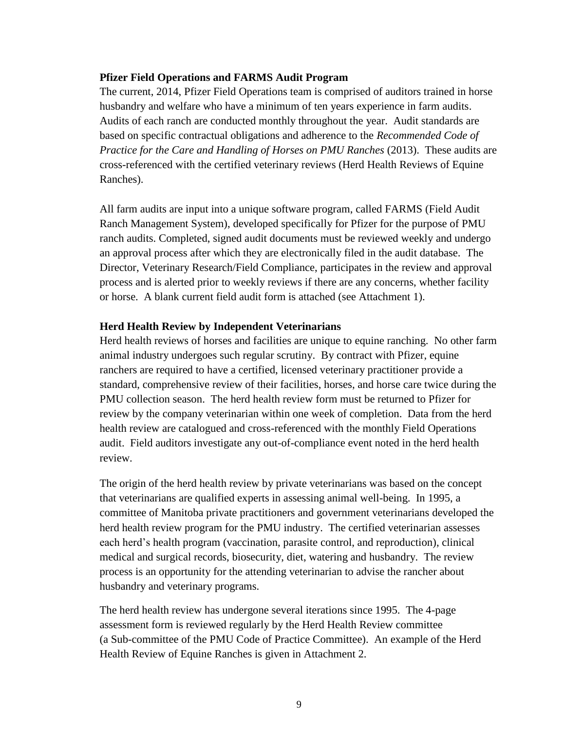**Pfizer Field Operations and FARMS Audit Program**

The current, 2014, Pfizer Field Operations team is comprised of auditors trained in horse husbandry and welfare who have a minimum of ten years experience in farm audits. Audits of each ranch are conducted monthly throughout the year. Audit standards are based on specific contractual obligations and adherence to the *Recommended Code of Practice for the Care and Handling of Horses on PMU Ranches* (2013). These audits are cross-referenced with the certified veterinary reviews (Herd Health Reviews of Equine Ranches).

All farm audits are input into a unique software program, called FARMS (Field Audit Ranch Management System), developed specifically for Pfizer for the purpose of PMU ranch audits. Completed, signed audit documents must be reviewed weekly and undergo an approval process after which they are electronically filed in the audit database. The Director, Veterinary Research/Field Compliance, participates in the review and approval process and is alerted prior to weekly reviews if there are any concerns, whether facility or horse. A blank current field audit form is attached (see Attachment 1).

**Herd Health Review by Independent Veterinarians**

Herd health reviews of horses and facilities are unique to equine ranching. No other farm animal industry undergoes such regular scrutiny. By contract with Pfizer, equine ranchers are required to have a certified, licensed veterinary practitioner provide a standard, comprehensive review of their facilities, horses, and horse care twice during the PMU collection season. The herd health review form must be returned to Pfizer for review by the company veterinarian within one week of completion. Data from the herd health review are catalogued and cross-referenced with the monthly Field Operations audit. Field auditors investigate any out-of-compliance event noted in the herd health review.

The origin of the herd health review by private veterinarians was based on the concept that veterinarians are qualified experts in assessing animal well-being. In 1995, a committee of Manitoba private practitioners and government veterinarians developed the herd health review program for the PMU industry. The certified veterinarian assesses each herd's health program (vaccination, parasite control, and reproduction), clinical medical and surgical records, biosecurity, diet, watering and husbandry. The review process is an opportunity for the attending veterinarian to advise the rancher about husbandry and veterinary programs.

The herd health review has undergone several iterations since 1995. The 4-page assessment form is reviewed regularly by the Herd Health Review committee (a Sub-committee of the PMU Code of Practice Committee). An example of the Herd Health Review of Equine Ranches is given in Attachment 2.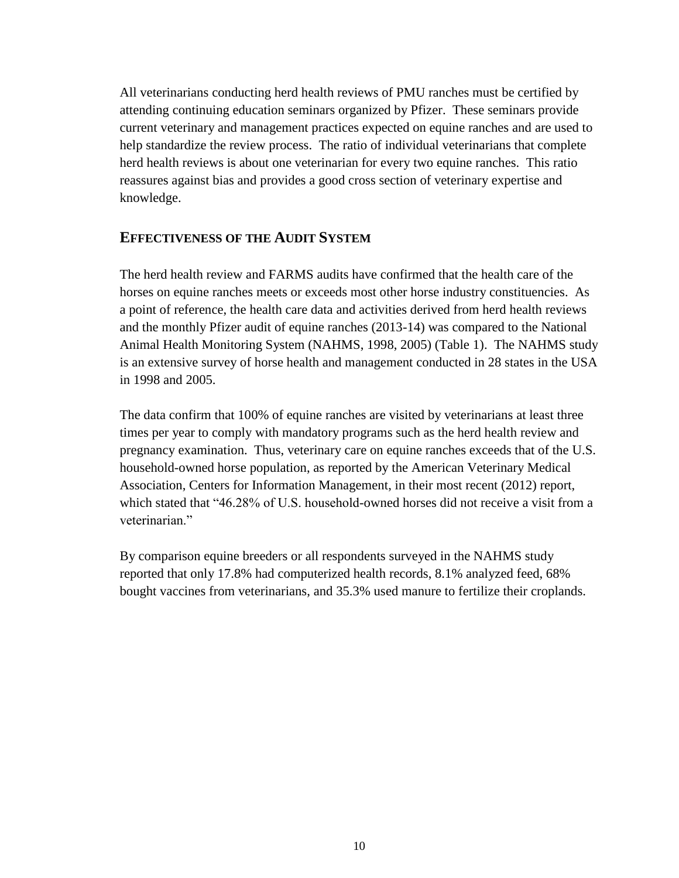All veterinarians conducting herd health reviews of PMU ranches must be certified by attending continuing education seminars organized by Pfizer. These seminars provide current veterinary and management practices expected on equine ranches and are used to help standardize the review process. The ratio of individual veterinarians that complete herd health reviews is about one veterinarian for every two equine ranches. This ratio reassures against bias and provides a good cross section of veterinary expertise and knowledge.

## EFFECTIVENESS OF THE AUDIT SYSTEM

The herd health review and FARMS audits have confirmed that the health care of the horses on equine ranches meets or exceeds most other horse industry constituencies. As a point of reference, the health care data and activities derived from herd health reviews and the monthly Pfizer audit of equine ranches (2013-14) was compared to the National Animal Health Monitoring System (NAHMS, 1998, 2005) (Table 1). The NAHMS study is an extensive survey of horse health and management conducted in 28 states in the USA in 1998 and 2005.

The data confirm that 100% of equine ranches are visited by veterinarians at least three times per year to comply with mandatory programs such as the herd health review and pregnancy examination. Thus, veterinary care on equine ranches exceeds that of the U.S. household-owned horse population, as reported by the American Veterinary Medical Association, Centers for Information Management, in their most recent (2012) report, which stated that "46.28% of U.S. household-owned horses did not receive a visit from a veterinarian."

By comparison equine breeders or all respondents surveyed in the NAHMS study reported that only 17.8% had computerized health records, 8.1% analyzed feed, 68% bought vaccines from veterinarians, and 35.3% used manure to fertilize their croplands.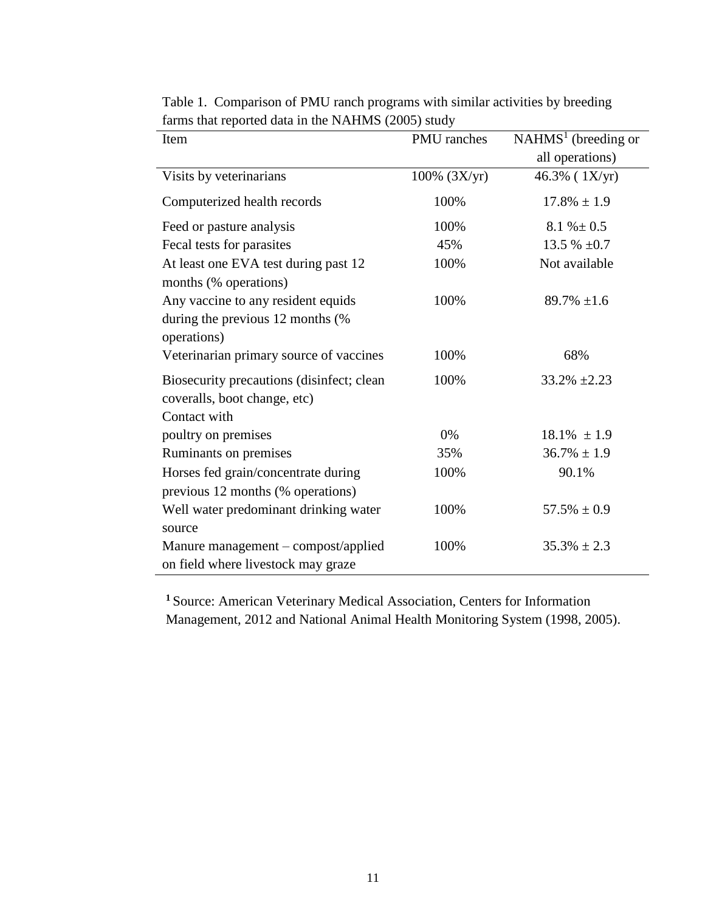Table 1. Comparison of PMU ranch programs with similar activities by breeding farms that reported data in the NAHMS (2005) study

| Item | PMU ranches | NAHMS[1] (breeding or all operations) |
|---|---|---|
| Visits by veterinarians | 100% (3X/yr) | 46.3% ( 1X/yr) |
| Computerized health records | 100% | 17.8% ± 1.9 |
| Feed or pasture analysis | 100% | 8.1 %± 0.5 |
| Fecal tests for parasites | 45% | 13.5 % ±0.7 |
| At least one EVA test during past 12 months (% operations) | 100% | Not available |
| Any vaccine to any resident equids during the previous 12 months (% operations) | 100% | 89.7% ±1.6 |
| Veterinarian primary source of vaccines | 100% | 68% |
| Biosecurity precautions (disinfect; clean coveralls, boot change, etc) | 100% | 33.2% ±2.23 |
| Contact with | | |
| poultry on premises | 0% | 18.1% ± 1.9 |
| Ruminants on premises | 35% | 36.7% ± 1.9 |
| Horses fed grain/concentrate during previous 12 months (% operations) | 100% | 90.1% |
| Well water predominant drinking water source | 100% | 57.5% ± 0.9 |
| Manure management – compost/applied on field where livestock may graze | 100% | 35.3% ± 2.3 |

[1] Source: American Veterinary Medical Association, Centers for Information Management, 2012 and National Animal Health Monitoring System (1998, 2005).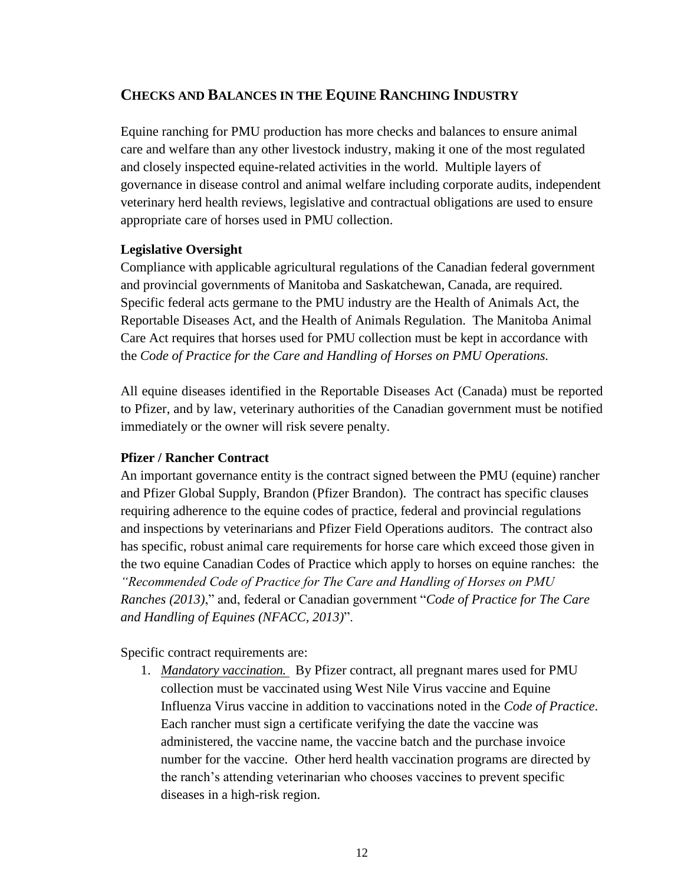## CHECKS AND BALANCES IN THE EQUINE RANCHING INDUSTRY

Equine ranching for PMU production has more checks and balances to ensure animal care and welfare than any other livestock industry, making it one of the most regulated and closely inspected equine-related activities in the world. Multiple layers of governance in disease control and animal welfare including corporate audits, independent veterinary herd health reviews, legislative and contractual obligations are used to ensure appropriate care of horses used in PMU collection.

### Legislative Oversight

Compliance with applicable agricultural regulations of the Canadian federal government and provincial governments of Manitoba and Saskatchewan, Canada, are required. Specific federal acts germane to the PMU industry are the Health of Animals Act, the Reportable Diseases Act, and the Health of Animals Regulation. The Manitoba Animal Care Act requires that horses used for PMU collection must be kept in accordance with the *Code of Practice for the Care and Handling of Horses on PMU Operations.*

All equine diseases identified in the Reportable Diseases Act (Canada) must be reported to Pfizer, and by law, veterinary authorities of the Canadian government must be notified immediately or the owner will risk severe penalty.

### Pfizer / Rancher Contract

An important governance entity is the contract signed between the PMU (equine) rancher and Pfizer Global Supply, Brandon (Pfizer Brandon). The contract has specific clauses requiring adherence to the equine codes of practice, federal and provincial regulations and inspections by veterinarians and Pfizer Field Operations auditors. The contract also has specific, robust animal care requirements for horse care which exceed those given in the two equine Canadian Codes of Practice which apply to horses on equine ranches: the *"Recommended Code of Practice for The Care and Handling of Horses on PMU Ranches (2013)*," and, federal or Canadian government "*Code of Practice for The Care and Handling of Equines (NFACC, 2013)*".

Specific contract requirements are:

1. *Mandatory vaccination.* By Pfizer contract, all pregnant mares used for PMU collection must be vaccinated using West Nile Virus vaccine and Equine Influenza Virus vaccine in addition to vaccinations noted in the *Code of Practice*. Each rancher must sign a certificate verifying the date the vaccine was administered, the vaccine name, the vaccine batch and the purchase invoice number for the vaccine. Other herd health vaccination programs are directed by the ranch's attending veterinarian who chooses vaccines to prevent specific diseases in a high-risk region.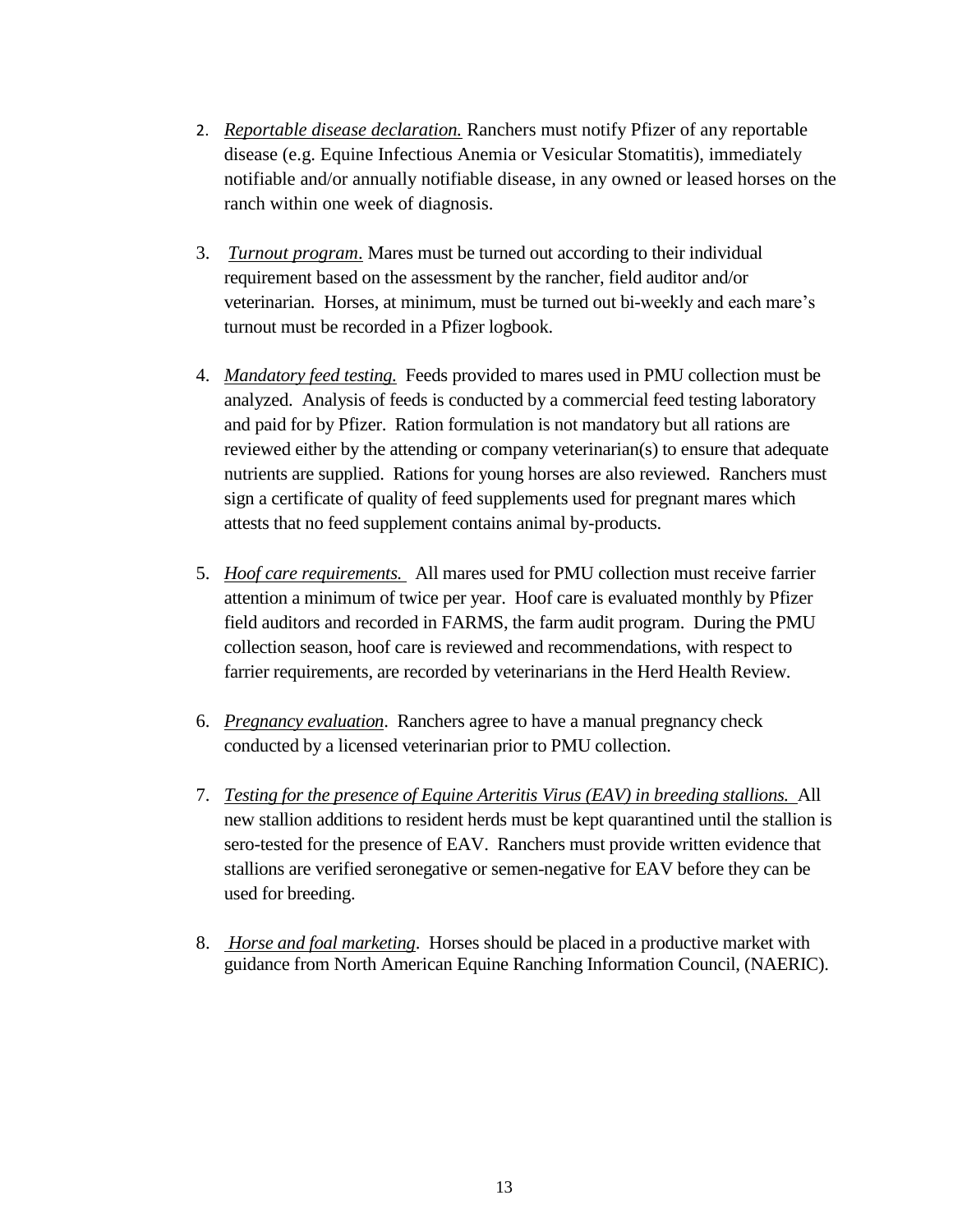2. *Reportable disease declaration.* Ranchers must notify Pfizer of any reportable disease (e.g. Equine Infectious Anemia or Vesicular Stomatitis), immediately notifiable and/or annually notifiable disease, in any owned or leased horses on the ranch within one week of diagnosis.

3. *Turnout program*. Mares must be turned out according to their individual requirement based on the assessment by the rancher, field auditor and/or veterinarian. Horses, at minimum, must be turned out bi-weekly and each mare's turnout must be recorded in a Pfizer logbook.

4. *Mandatory feed testing.* Feeds provided to mares used in PMU collection must be analyzed. Analysis of feeds is conducted by a commercial feed testing laboratory and paid for by Pfizer. Ration formulation is not mandatory but all rations are reviewed either by the attending or company veterinarian(s) to ensure that adequate nutrients are supplied. Rations for young horses are also reviewed. Ranchers must sign a certificate of quality of feed supplements used for pregnant mares which attests that no feed supplement contains animal by-products.

5. *Hoof care requirements.* All mares used for PMU collection must receive farrier attention a minimum of twice per year. Hoof care is evaluated monthly by Pfizer field auditors and recorded in FARMS, the farm audit program. During the PMU collection season, hoof care is reviewed and recommendations, with respect to farrier requirements, are recorded by veterinarians in the Herd Health Review.

6. *Pregnancy evaluation*. Ranchers agree to have a manual pregnancy check conducted by a licensed veterinarian prior to PMU collection.

7. *Testing for the presence of Equine Arteritis Virus (EAV) in breeding stallions.* All new stallion additions to resident herds must be kept quarantined until the stallion is sero-tested for the presence of EAV. Ranchers must provide written evidence that stallions are verified seronegative or semen-negative for EAV before they can be used for breeding.

8. *Horse and foal marketing*. Horses should be placed in a productive market with guidance from North American Equine Ranching Information Council, (NAERIC).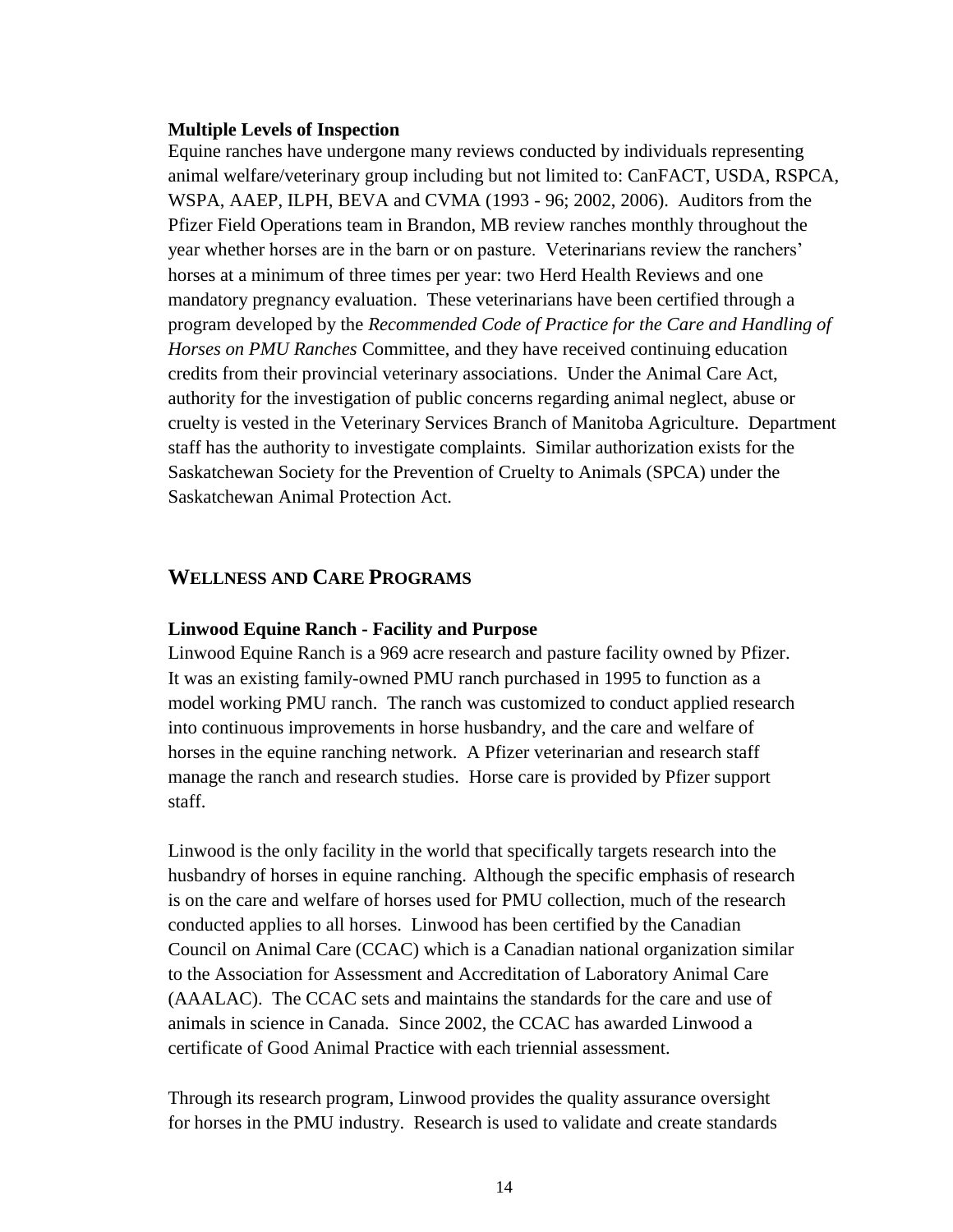**Multiple Levels of Inspection**

Equine ranches have undergone many reviews conducted by individuals representing animal welfare/veterinary group including but not limited to: CanFACT, USDA, RSPCA, WSPA, AAEP, ILPH, BEVA and CVMA (1993 - 96; 2002, 2006). Auditors from the Pfizer Field Operations team in Brandon, MB review ranches monthly throughout the year whether horses are in the barn or on pasture. Veterinarians review the ranchers' horses at a minimum of three times per year: two Herd Health Reviews and one mandatory pregnancy evaluation. These veterinarians have been certified through a program developed by the *Recommended Code of Practice for the Care and Handling of Horses on PMU Ranches* Committee, and they have received continuing education credits from their provincial veterinary associations. Under the Animal Care Act, authority for the investigation of public concerns regarding animal neglect, abuse or cruelty is vested in the Veterinary Services Branch of Manitoba Agriculture. Department staff has the authority to investigate complaints. Similar authorization exists for the Saskatchewan Society for the Prevention of Cruelty to Animals (SPCA) under the Saskatchewan Animal Protection Act.

## WELLNESS AND CARE PROGRAMS

**Linwood Equine Ranch - Facility and Purpose**

Linwood Equine Ranch is a 969 acre research and pasture facility owned by Pfizer. It was an existing family-owned PMU ranch purchased in 1995 to function as a model working PMU ranch. The ranch was customized to conduct applied research into continuous improvements in horse husbandry, and the care and welfare of horses in the equine ranching network. A Pfizer veterinarian and research staff manage the ranch and research studies. Horse care is provided by Pfizer support staff.

Linwood is the only facility in the world that specifically targets research into the husbandry of horses in equine ranching. Although the specific emphasis of research is on the care and welfare of horses used for PMU collection, much of the research conducted applies to all horses. Linwood has been certified by the Canadian Council on Animal Care (CCAC) which is a Canadian national organization similar to the Association for Assessment and Accreditation of Laboratory Animal Care (AAALAC). The CCAC sets and maintains the standards for the care and use of animals in science in Canada. Since 2002, the CCAC has awarded Linwood a certificate of Good Animal Practice with each triennial assessment.

Through its research program, Linwood provides the quality assurance oversight for horses in the PMU industry. Research is used to validate and create standards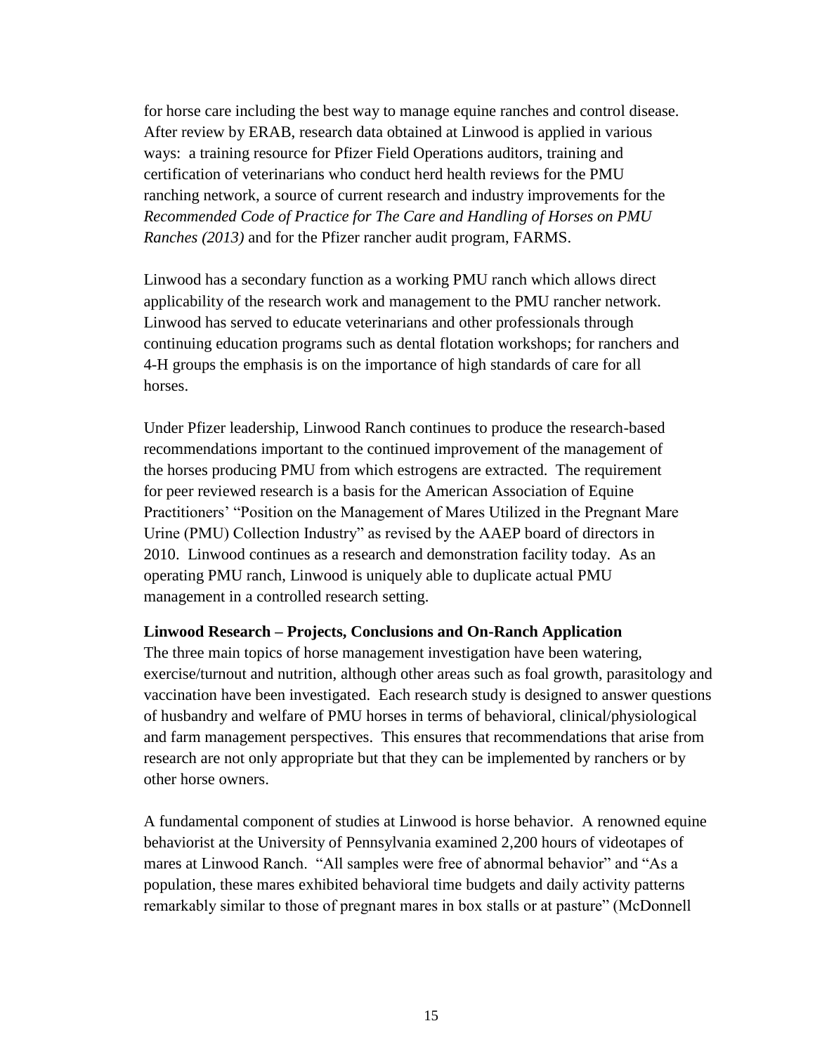for horse care including the best way to manage equine ranches and control disease. After review by ERAB, research data obtained at Linwood is applied in various ways: a training resource for Pfizer Field Operations auditors, training and certification of veterinarians who conduct herd health reviews for the PMU ranching network, a source of current research and industry improvements for the *Recommended Code of Practice for The Care and Handling of Horses on PMU Ranches (2013)* and for the Pfizer rancher audit program, FARMS.

Linwood has a secondary function as a working PMU ranch which allows direct applicability of the research work and management to the PMU rancher network. Linwood has served to educate veterinarians and other professionals through continuing education programs such as dental flotation workshops; for ranchers and 4-H groups the emphasis is on the importance of high standards of care for all horses.

Under Pfizer leadership, Linwood Ranch continues to produce the research-based recommendations important to the continued improvement of the management of the horses producing PMU from which estrogens are extracted. The requirement for peer reviewed research is a basis for the American Association of Equine Practitioners' "Position on the Management of Mares Utilized in the Pregnant Mare Urine (PMU) Collection Industry" as revised by the AAEP board of directors in 2010. Linwood continues as a research and demonstration facility today. As an operating PMU ranch, Linwood is uniquely able to duplicate actual PMU management in a controlled research setting.

**Linwood Research – Projects, Conclusions and On-Ranch Application**

The three main topics of horse management investigation have been watering, exercise/turnout and nutrition, although other areas such as foal growth, parasitology and vaccination have been investigated. Each research study is designed to answer questions of husbandry and welfare of PMU horses in terms of behavioral, clinical/physiological and farm management perspectives. This ensures that recommendations that arise from research are not only appropriate but that they can be implemented by ranchers or by other horse owners.

A fundamental component of studies at Linwood is horse behavior. A renowned equine behaviorist at the University of Pennsylvania examined 2,200 hours of videotapes of mares at Linwood Ranch. "All samples were free of abnormal behavior" and "As a population, these mares exhibited behavioral time budgets and daily activity patterns remarkably similar to those of pregnant mares in box stalls or at pasture" (McDonnell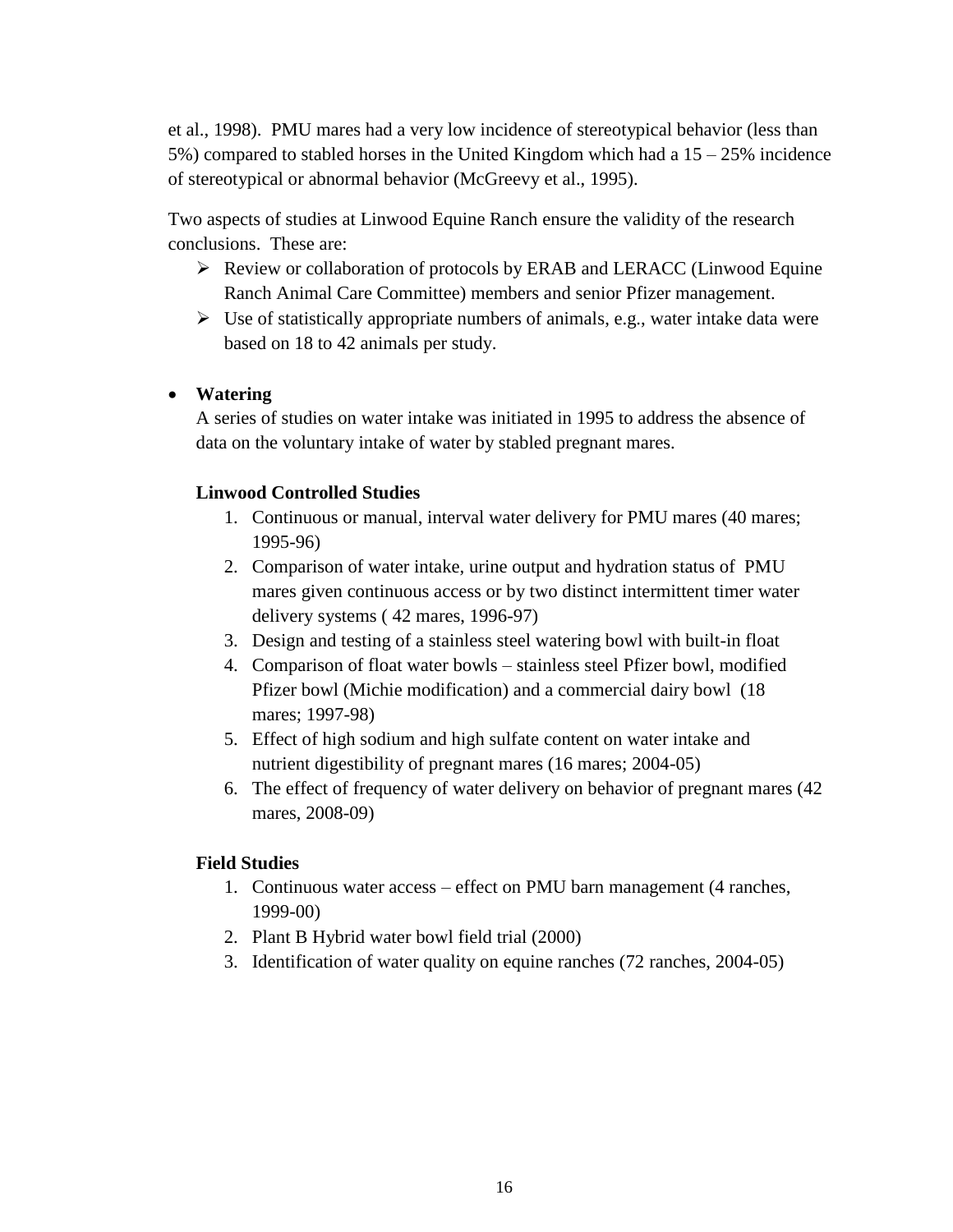et al., 1998). PMU mares had a very low incidence of stereotypical behavior (less than 5%) compared to stabled horses in the United Kingdom which had a 15 – 25% incidence of stereotypical or abnormal behavior (McGreevy et al., 1995).

Two aspects of studies at Linwood Equine Ranch ensure the validity of the research conclusions. These are:

- Review or collaboration of protocols by ERAB and LERACC (Linwood Equine Ranch Animal Care Committee) members and senior Pfizer management.
- Use of statistically appropriate numbers of animals, e.g., water intake data were based on 18 to 42 animals per study.

- **Watering**

  A series of studies on water intake was initiated in 1995 to address the absence of data on the voluntary intake of water by stabled pregnant mares.

  **Linwood Controlled Studies**

  1. Continuous or manual, interval water delivery for PMU mares (40 mares; 1995-96)
  2. Comparison of water intake, urine output and hydration status of PMU mares given continuous access or by two distinct intermittent timer water delivery systems ( 42 mares, 1996-97)
  3. Design and testing of a stainless steel watering bowl with built-in float
  4. Comparison of float water bowls – stainless steel Pfizer bowl, modified Pfizer bowl (Michie modification) and a commercial dairy bowl (18 mares; 1997-98)
  5. Effect of high sodium and high sulfate content on water intake and nutrient digestibility of pregnant mares (16 mares; 2004-05)
  6. The effect of frequency of water delivery on behavior of pregnant mares (42 mares, 2008-09)

  **Field Studies**

  1. Continuous water access – effect on PMU barn management (4 ranches, 1999-00)
  2. Plant B Hybrid water bowl field trial (2000)
  3. Identification of water quality on equine ranches (72 ranches, 2004-05)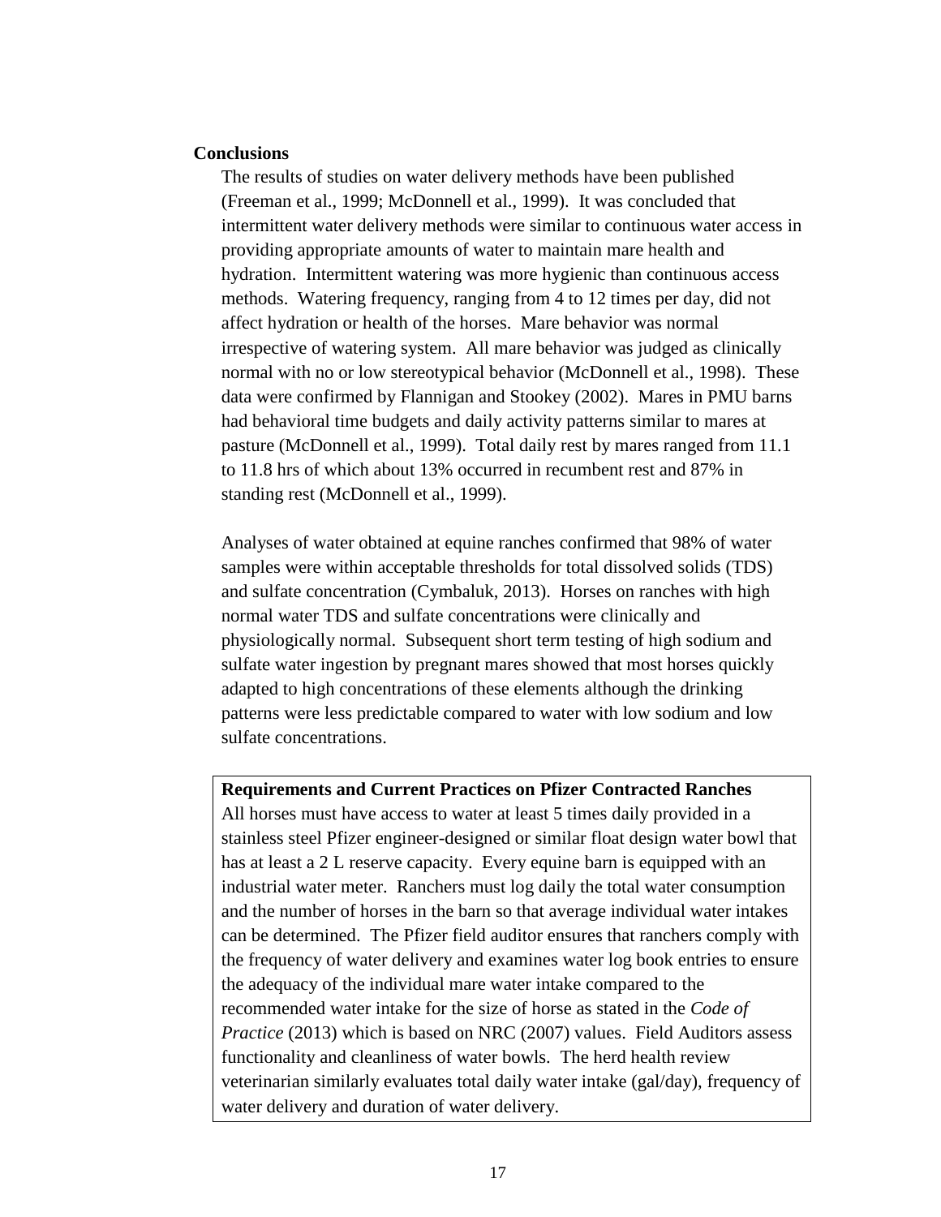**Conclusions**

The results of studies on water delivery methods have been published (Freeman et al., 1999; McDonnell et al., 1999). It was concluded that intermittent water delivery methods were similar to continuous water access in providing appropriate amounts of water to maintain mare health and hydration. Intermittent watering was more hygienic than continuous access methods. Watering frequency, ranging from 4 to 12 times per day, did not affect hydration or health of the horses. Mare behavior was normal irrespective of watering system. All mare behavior was judged as clinically normal with no or low stereotypical behavior (McDonnell et al., 1998). These data were confirmed by Flannigan and Stookey (2002). Mares in PMU barns had behavioral time budgets and daily activity patterns similar to mares at pasture (McDonnell et al., 1999). Total daily rest by mares ranged from 11.1 to 11.8 hrs of which about 13% occurred in recumbent rest and 87% in standing rest (McDonnell et al., 1999).

Analyses of water obtained at equine ranches confirmed that 98% of water samples were within acceptable thresholds for total dissolved solids (TDS) and sulfate concentration (Cymbaluk, 2013). Horses on ranches with high normal water TDS and sulfate concentrations were clinically and physiologically normal. Subsequent short term testing of high sodium and sulfate water ingestion by pregnant mares showed that most horses quickly adapted to high concentrations of these elements although the drinking patterns were less predictable compared to water with low sodium and low sulfate concentrations.

**Requirements and Current Practices on Pfizer Contracted Ranches**

All horses must have access to water at least 5 times daily provided in a stainless steel Pfizer engineer-designed or similar float design water bowl that has at least a 2 L reserve capacity. Every equine barn is equipped with an industrial water meter. Ranchers must log daily the total water consumption and the number of horses in the barn so that average individual water intakes can be determined. The Pfizer field auditor ensures that ranchers comply with the frequency of water delivery and examines water log book entries to ensure the adequacy of the individual mare water intake compared to the recommended water intake for the size of horse as stated in the *Code of Practice* (2013) which is based on NRC (2007) values. Field Auditors assess functionality and cleanliness of water bowls. The herd health review veterinarian similarly evaluates total daily water intake (gal/day), frequency of water delivery and duration of water delivery.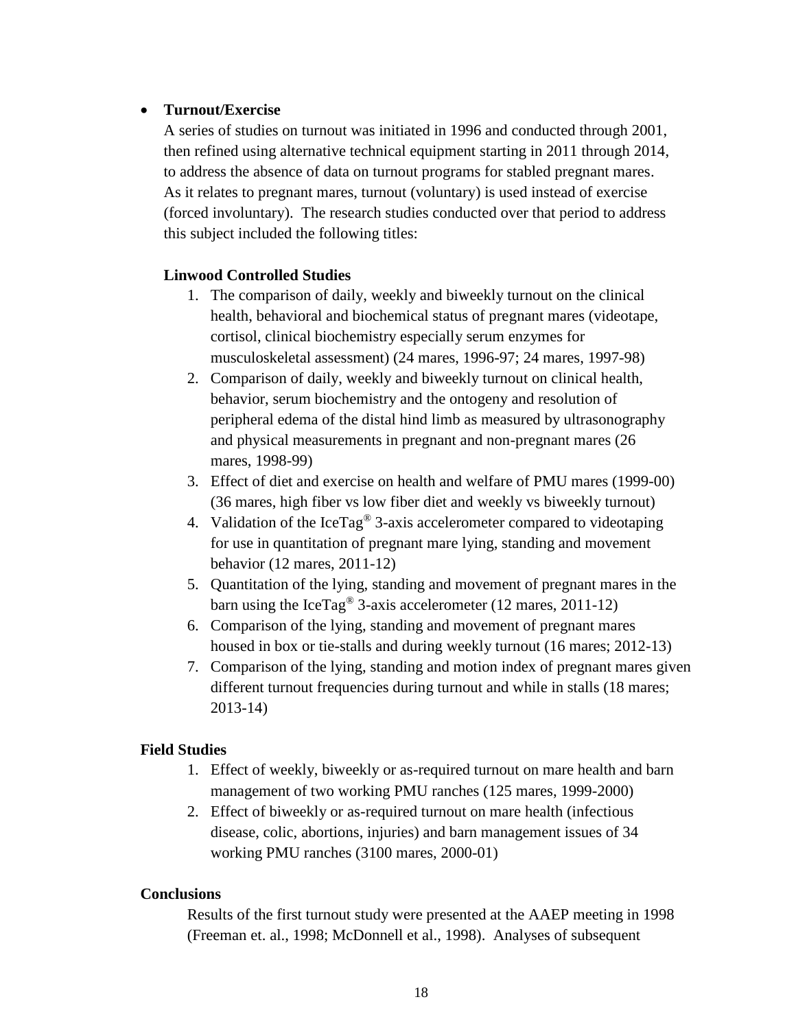- **Turnout/Exercise**

  A series of studies on turnout was initiated in 1996 and conducted through 2001, then refined using alternative technical equipment starting in 2011 through 2014, to address the absence of data on turnout programs for stabled pregnant mares. As it relates to pregnant mares, turnout (voluntary) is used instead of exercise (forced involuntary). The research studies conducted over that period to address this subject included the following titles:

  **Linwood Controlled Studies**

  1. The comparison of daily, weekly and biweekly turnout on the clinical health, behavioral and biochemical status of pregnant mares (videotape, cortisol, clinical biochemistry especially serum enzymes for musculoskeletal assessment) (24 mares, 1996-97; 24 mares, 1997-98)
  2. Comparison of daily, weekly and biweekly turnout on clinical health, behavior, serum biochemistry and the ontogeny and resolution of peripheral edema of the distal hind limb as measured by ultrasonography and physical measurements in pregnant and non-pregnant mares (26 mares, 1998-99)
  3. Effect of diet and exercise on health and welfare of PMU mares (1999-00) (36 mares, high fiber vs low fiber diet and weekly vs biweekly turnout)
  4. Validation of the IceTag® 3-axis accelerometer compared to videotaping for use in quantitation of pregnant mare lying, standing and movement behavior (12 mares, 2011-12)
  5. Quantitation of the lying, standing and movement of pregnant mares in the barn using the IceTag® 3-axis accelerometer (12 mares, 2011-12)
  6. Comparison of the lying, standing and movement of pregnant mares housed in box or tie-stalls and during weekly turnout (16 mares; 2012-13)
  7. Comparison of the lying, standing and motion index of pregnant mares given different turnout frequencies during turnout and while in stalls (18 mares; 2013-14)

**Field Studies**

1. Effect of weekly, biweekly or as-required turnout on mare health and barn management of two working PMU ranches (125 mares, 1999-2000)
2. Effect of biweekly or as-required turnout on mare health (infectious disease, colic, abortions, injuries) and barn management issues of 34 working PMU ranches (3100 mares, 2000-01)

**Conclusions**

Results of the first turnout study were presented at the AAEP meeting in 1998 (Freeman et. al., 1998; McDonnell et al., 1998). Analyses of subsequent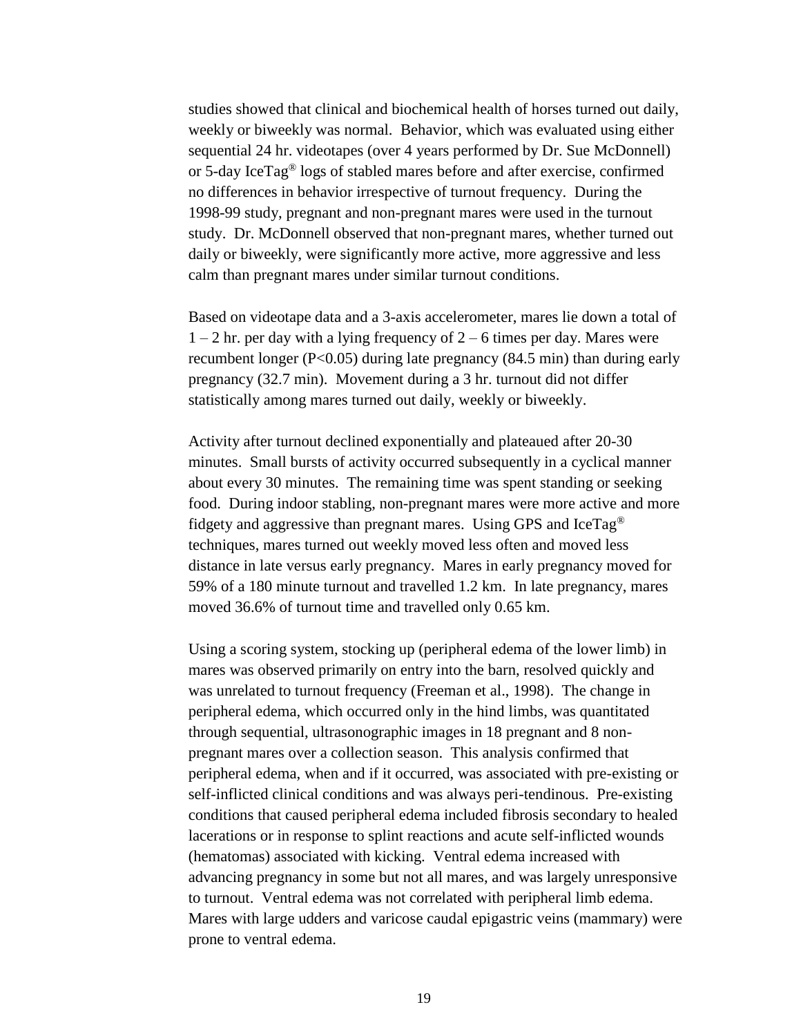studies showed that clinical and biochemical health of horses turned out daily, weekly or biweekly was normal. Behavior, which was evaluated using either sequential 24 hr. videotapes (over 4 years performed by Dr. Sue McDonnell) or 5-day IceTag® logs of stabled mares before and after exercise, confirmed no differences in behavior irrespective of turnout frequency. During the 1998-99 study, pregnant and non-pregnant mares were used in the turnout study. Dr. McDonnell observed that non-pregnant mares, whether turned out daily or biweekly, were significantly more active, more aggressive and less calm than pregnant mares under similar turnout conditions.

Based on videotape data and a 3-axis accelerometer, mares lie down a total of 1 – 2 hr. per day with a lying frequency of 2 – 6 times per day. Mares were recumbent longer ($P<0.05$) during late pregnancy (84.5 min) than during early pregnancy (32.7 min). Movement during a 3 hr. turnout did not differ statistically among mares turned out daily, weekly or biweekly.

Activity after turnout declined exponentially and plateaued after 20-30 minutes. Small bursts of activity occurred subsequently in a cyclical manner about every 30 minutes. The remaining time was spent standing or seeking food. During indoor stabling, non-pregnant mares were more active and more fidgety and aggressive than pregnant mares. Using GPS and IceTag® techniques, mares turned out weekly moved less often and moved less distance in late versus early pregnancy. Mares in early pregnancy moved for 59% of a 180 minute turnout and travelled 1.2 km. In late pregnancy, mares moved 36.6% of turnout time and travelled only 0.65 km.

Using a scoring system, stocking up (peripheral edema of the lower limb) in mares was observed primarily on entry into the barn, resolved quickly and was unrelated to turnout frequency (Freeman et al., 1998). The change in peripheral edema, which occurred only in the hind limbs, was quantitated through sequential, ultrasonographic images in 18 pregnant and 8 non-pregnant mares over a collection season. This analysis confirmed that peripheral edema, when and if it occurred, was associated with pre-existing or self-inflicted clinical conditions and was always peri-tendinous. Pre-existing conditions that caused peripheral edema included fibrosis secondary to healed lacerations or in response to splint reactions and acute self-inflicted wounds (hematomas) associated with kicking. Ventral edema increased with advancing pregnancy in some but not all mares, and was largely unresponsive to turnout. Ventral edema was not correlated with peripheral limb edema. Mares with large udders and varicose caudal epigastric veins (mammary) were prone to ventral edema.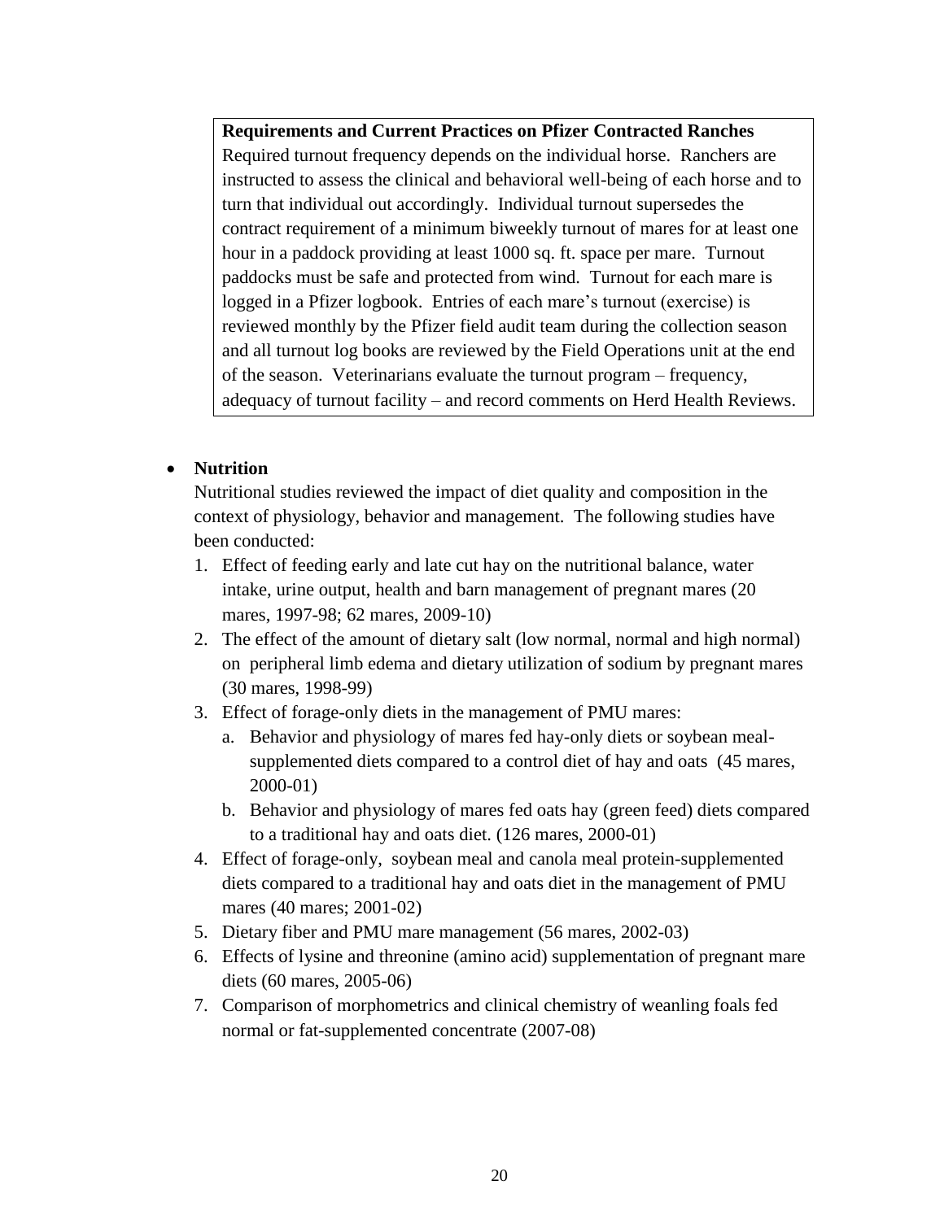**Requirements and Current Practices on Pfizer Contracted Ranches**

Required turnout frequency depends on the individual horse. Ranchers are instructed to assess the clinical and behavioral well-being of each horse and to turn that individual out accordingly. Individual turnout supersedes the contract requirement of a minimum biweekly turnout of mares for at least one hour in a paddock providing at least 1000 sq. ft. space per mare. Turnout paddocks must be safe and protected from wind. Turnout for each mare is logged in a Pfizer logbook. Entries of each mare's turnout (exercise) is reviewed monthly by the Pfizer field audit team during the collection season and all turnout log books are reviewed by the Field Operations unit at the end of the season. Veterinarians evaluate the turnout program – frequency, adequacy of turnout facility – and record comments on Herd Health Reviews.

- **Nutrition**

  Nutritional studies reviewed the impact of diet quality and composition in the context of physiology, behavior and management. The following studies have been conducted:

  1. Effect of feeding early and late cut hay on the nutritional balance, water intake, urine output, health and barn management of pregnant mares (20 mares, 1997-98; 62 mares, 2009-10)
  2. The effect of the amount of dietary salt (low normal, normal and high normal) on peripheral limb edema and dietary utilization of sodium by pregnant mares (30 mares, 1998-99)
  3. Effect of forage-only diets in the management of PMU mares:
     a. Behavior and physiology of mares fed hay-only diets or soybean meal-supplemented diets compared to a control diet of hay and oats (45 mares, 2000-01)
     b. Behavior and physiology of mares fed oats hay (green feed) diets compared to a traditional hay and oats diet. (126 mares, 2000-01)
  4. Effect of forage-only, soybean meal and canola meal protein-supplemented diets compared to a traditional hay and oats diet in the management of PMU mares (40 mares; 2001-02)
  5. Dietary fiber and PMU mare management (56 mares, 2002-03)
  6. Effects of lysine and threonine (amino acid) supplementation of pregnant mare diets (60 mares, 2005-06)
  7. Comparison of morphometrics and clinical chemistry of weanling foals fed normal or fat-supplemented concentrate (2007-08)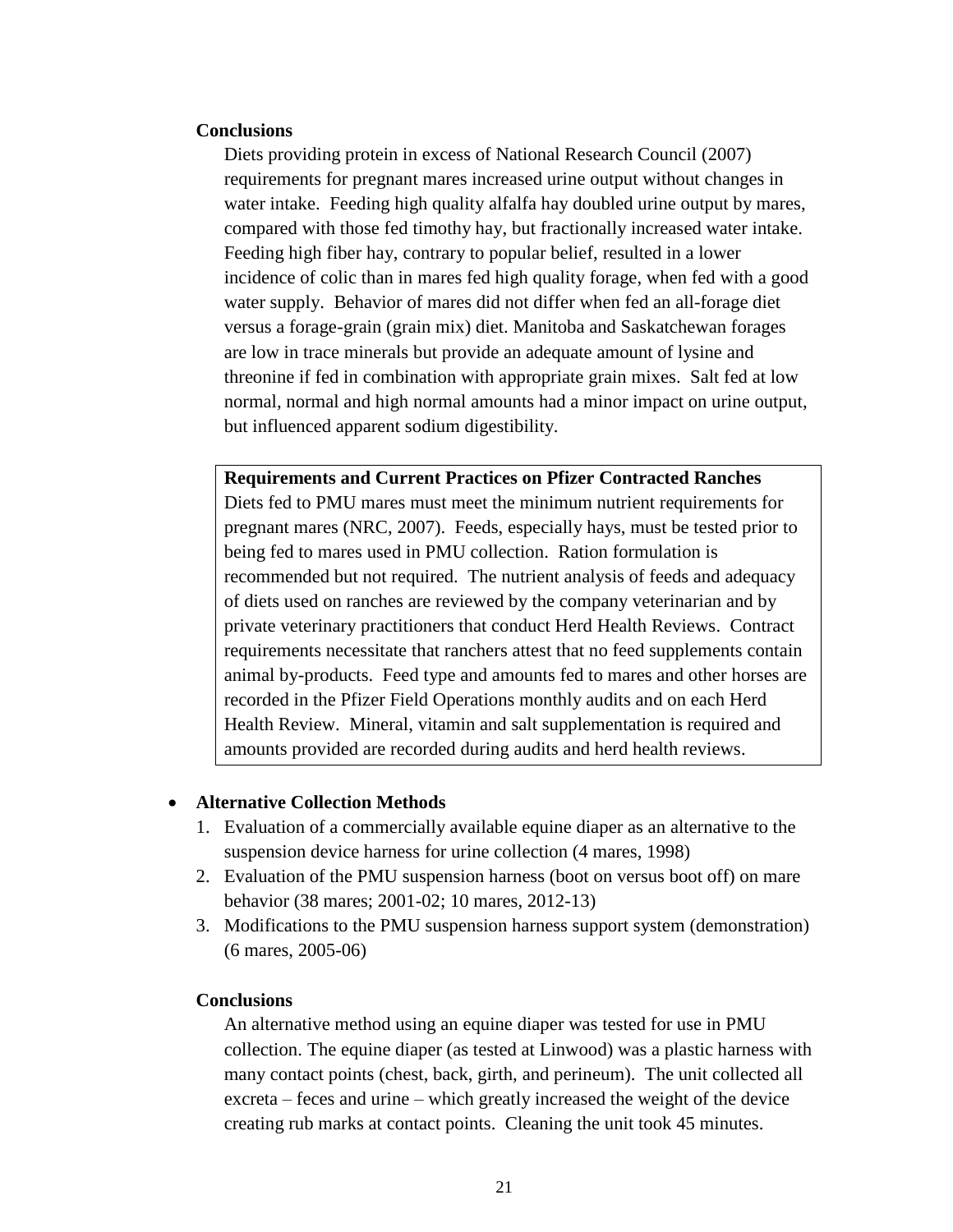**Conclusions**

Diets providing protein in excess of National Research Council (2007) requirements for pregnant mares increased urine output without changes in water intake. Feeding high quality alfalfa hay doubled urine output by mares, compared with those fed timothy hay, but fractionally increased water intake. Feeding high fiber hay, contrary to popular belief, resulted in a lower incidence of colic than in mares fed high quality forage, when fed with a good water supply. Behavior of mares did not differ when fed an all-forage diet versus a forage-grain (grain mix) diet. Manitoba and Saskatchewan forages are low in trace minerals but provide an adequate amount of lysine and threonine if fed in combination with appropriate grain mixes. Salt fed at low normal, normal and high normal amounts had a minor impact on urine output, but influenced apparent sodium digestibility.

**Requirements and Current Practices on Pfizer Contracted Ranches**

Diets fed to PMU mares must meet the minimum nutrient requirements for pregnant mares (NRC, 2007). Feeds, especially hays, must be tested prior to being fed to mares used in PMU collection. Ration formulation is recommended but not required. The nutrient analysis of feeds and adequacy of diets used on ranches are reviewed by the company veterinarian and by private veterinary practitioners that conduct Herd Health Reviews. Contract requirements necessitate that ranchers attest that no feed supplements contain animal by-products. Feed type and amounts fed to mares and other horses are recorded in the Pfizer Field Operations monthly audits and on each Herd Health Review. Mineral, vitamin and salt supplementation is required and amounts provided are recorded during audits and herd health reviews.

- **Alternative Collection Methods**

1. Evaluation of a commercially available equine diaper as an alternative to the suspension device harness for urine collection (4 mares, 1998)
2. Evaluation of the PMU suspension harness (boot on versus boot off) on mare behavior (38 mares; 2001-02; 10 mares, 2012-13)
3. Modifications to the PMU suspension harness support system (demonstration) (6 mares, 2005-06)

**Conclusions**

An alternative method using an equine diaper was tested for use in PMU collection. The equine diaper (as tested at Linwood) was a plastic harness with many contact points (chest, back, girth, and perineum). The unit collected all excreta – feces and urine – which greatly increased the weight of the device creating rub marks at contact points. Cleaning the unit took 45 minutes.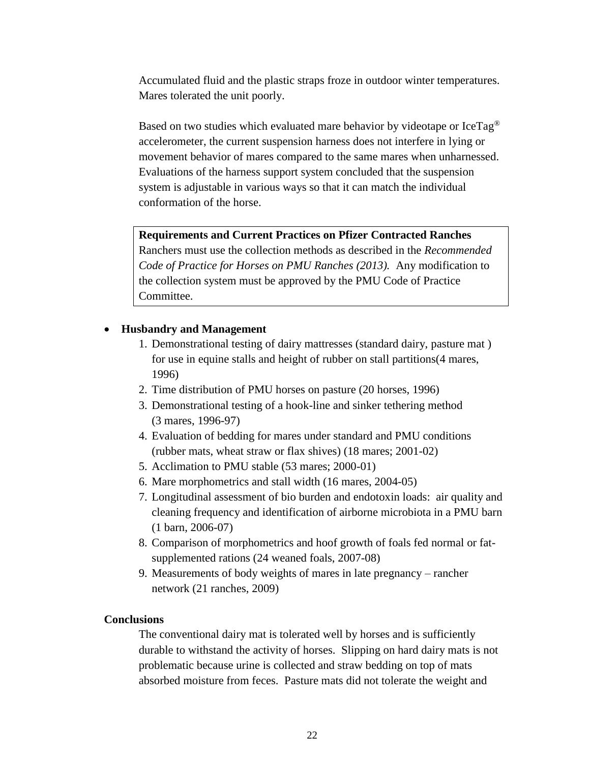Accumulated fluid and the plastic straps froze in outdoor winter temperatures. Mares tolerated the unit poorly.

Based on two studies which evaluated mare behavior by videotape or IceTag® accelerometer, the current suspension harness does not interfere in lying or movement behavior of mares compared to the same mares when unharnessed. Evaluations of the harness support system concluded that the suspension system is adjustable in various ways so that it can match the individual conformation of the horse.

> **Requirements and Current Practices on Pfizer Contracted Ranches**
> Ranchers must use the collection methods as described in the *Recommended Code of Practice for Horses on PMU Ranches (2013).* Any modification to the collection system must be approved by the PMU Code of Practice Committee.

- **Husbandry and Management**
    1. Demonstrational testing of dairy mattresses (standard dairy, pasture mat ) for use in equine stalls and height of rubber on stall partitions(4 mares, 1996)
    2. Time distribution of PMU horses on pasture (20 horses, 1996)
    3. Demonstrational testing of a hook-line and sinker tethering method (3 mares, 1996-97)
    4. Evaluation of bedding for mares under standard and PMU conditions (rubber mats, wheat straw or flax shives) (18 mares; 2001-02)
    5. Acclimation to PMU stable (53 mares; 2000-01)
    6. Mare morphometrics and stall width (16 mares, 2004-05)
    7. Longitudinal assessment of bio burden and endotoxin loads: air quality and cleaning frequency and identification of airborne microbiota in a PMU barn (1 barn, 2006-07)
    8. Comparison of morphometrics and hoof growth of foals fed normal or fat-supplemented rations (24 weaned foals, 2007-08)
    9. Measurements of body weights of mares in late pregnancy – rancher network (21 ranches, 2009)

**Conclusions**

The conventional dairy mat is tolerated well by horses and is sufficiently durable to withstand the activity of horses. Slipping on hard dairy mats is not problematic because urine is collected and straw bedding on top of mats absorbed moisture from feces. Pasture mats did not tolerate the weight and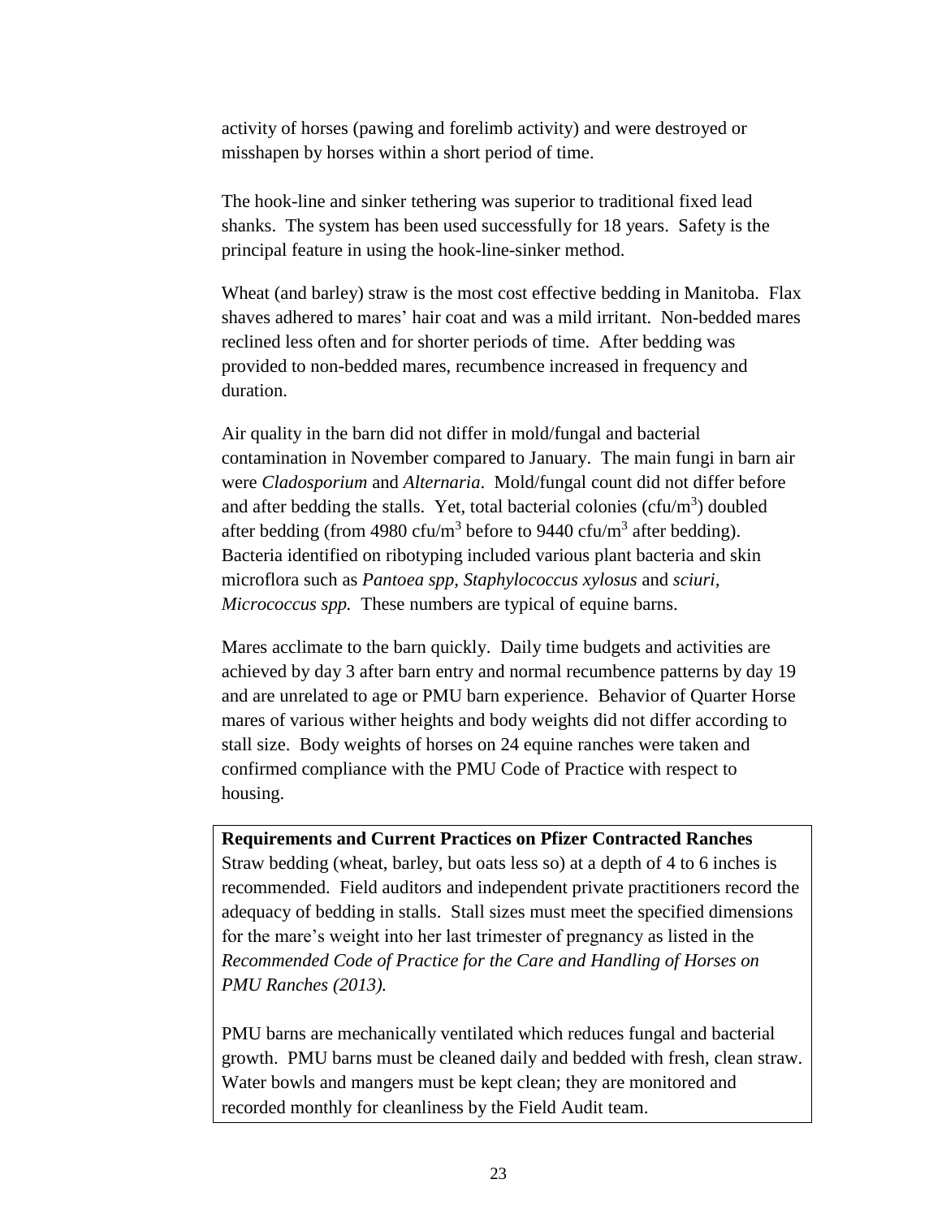activity of horses (pawing and forelimb activity) and were destroyed or misshapen by horses within a short period of time.

The hook-line and sinker tethering was superior to traditional fixed lead shanks. The system has been used successfully for 18 years. Safety is the principal feature in using the hook-line-sinker method.

Wheat (and barley) straw is the most cost effective bedding in Manitoba. Flax shaves adhered to mares' hair coat and was a mild irritant. Non-bedded mares reclined less often and for shorter periods of time. After bedding was provided to non-bedded mares, recumbence increased in frequency and duration.

Air quality in the barn did not differ in mold/fungal and bacterial contamination in November compared to January. The main fungi in barn air were *Cladosporium* and *Alternaria*. Mold/fungal count did not differ before and after bedding the stalls. Yet, total bacterial colonies (cfu/$m^3$) doubled after bedding (from 4980 cfu/$m^3$ before to 9440 cfu/$m^3$ after bedding). Bacteria identified on ribotyping included various plant bacteria and skin microflora such as *Pantoea spp, Staphylococcus xylosus* and *sciuri, Micrococcus spp.* These numbers are typical of equine barns.

Mares acclimate to the barn quickly. Daily time budgets and activities are achieved by day 3 after barn entry and normal recumbence patterns by day 19 and are unrelated to age or PMU barn experience. Behavior of Quarter Horse mares of various wither heights and body weights did not differ according to stall size. Body weights of horses on 24 equine ranches were taken and confirmed compliance with the PMU Code of Practice with respect to housing.

**Requirements and Current Practices on Pfizer Contracted Ranches**

Straw bedding (wheat, barley, but oats less so) at a depth of 4 to 6 inches is recommended. Field auditors and independent private practitioners record the adequacy of bedding in stalls. Stall sizes must meet the specified dimensions for the mare's weight into her last trimester of pregnancy as listed in the *Recommended Code of Practice for the Care and Handling of Horses on PMU Ranches (2013).*

PMU barns are mechanically ventilated which reduces fungal and bacterial growth. PMU barns must be cleaned daily and bedded with fresh, clean straw. Water bowls and mangers must be kept clean; they are monitored and recorded monthly for cleanliness by the Field Audit team.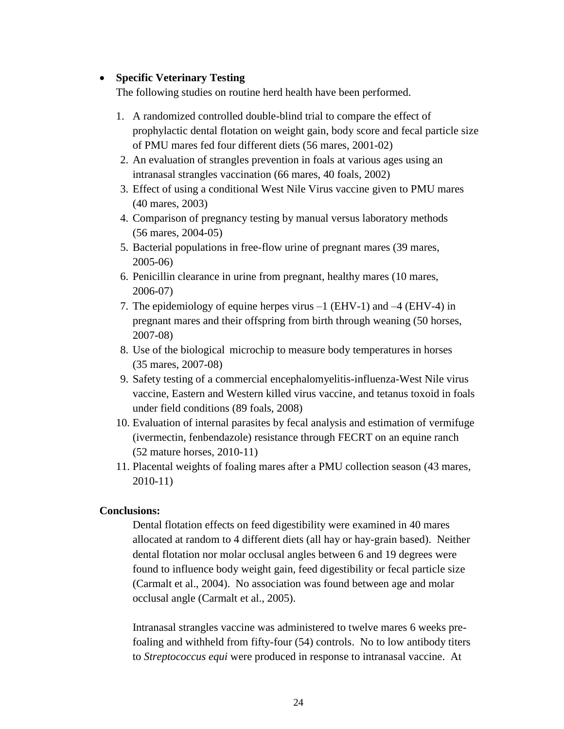- **Specific Veterinary Testing**

  The following studies on routine herd health have been performed.

  1. A randomized controlled double-blind trial to compare the effect of prophylactic dental flotation on weight gain, body score and fecal particle size of PMU mares fed four different diets (56 mares, 2001-02)
  2. An evaluation of strangles prevention in foals at various ages using an intranasal strangles vaccination (66 mares, 40 foals, 2002)
  3. Effect of using a conditional West Nile Virus vaccine given to PMU mares (40 mares, 2003)
  4. Comparison of pregnancy testing by manual versus laboratory methods (56 mares, 2004-05)
  5. Bacterial populations in free-flow urine of pregnant mares (39 mares, 2005-06)
  6. Penicillin clearance in urine from pregnant, healthy mares (10 mares, 2006-07)
  7. The epidemiology of equine herpes virus –1 (EHV-1) and –4 (EHV-4) in pregnant mares and their offspring from birth through weaning (50 horses, 2007-08)
  8. Use of the biological microchip to measure body temperatures in horses (35 mares, 2007-08)
  9. Safety testing of a commercial encephalomyelitis-influenza-West Nile virus vaccine, Eastern and Western killed virus vaccine, and tetanus toxoid in foals under field conditions (89 foals, 2008)
  10. Evaluation of internal parasites by fecal analysis and estimation of vermifuge (ivermectin, fenbendazole) resistance through FECRT on an equine ranch (52 mature horses, 2010-11)
  11. Placental weights of foaling mares after a PMU collection season (43 mares, 2010-11)

**Conclusions:**

Dental flotation effects on feed digestibility were examined in 40 mares allocated at random to 4 different diets (all hay or hay-grain based). Neither dental flotation nor molar occlusal angles between 6 and 19 degrees were found to influence body weight gain, feed digestibility or fecal particle size (Carmalt et al., 2004). No association was found between age and molar occlusal angle (Carmalt et al., 2005).

Intranasal strangles vaccine was administered to twelve mares 6 weeks pre-foaling and withheld from fifty-four (54) controls. No to low antibody titers to *Streptococcus equi* were produced in response to intranasal vaccine. At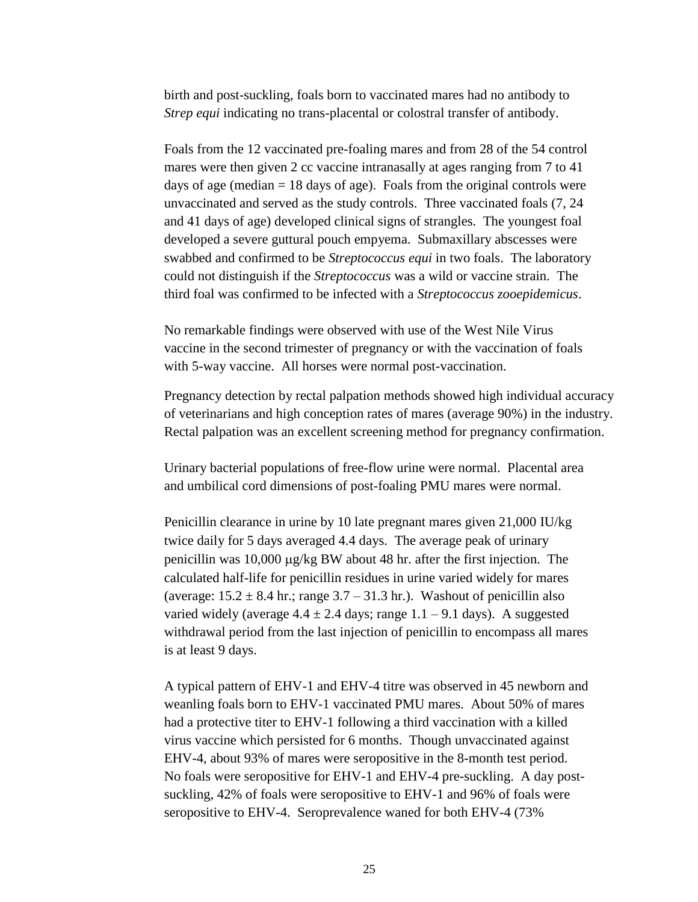birth and post-suckling, foals born to vaccinated mares had no antibody to *Strep equi* indicating no trans-placental or colostral transfer of antibody.

Foals from the 12 vaccinated pre-foaling mares and from 28 of the 54 control mares were then given 2 cc vaccine intranasally at ages ranging from 7 to 41 days of age (median = 18 days of age). Foals from the original controls were unvaccinated and served as the study controls. Three vaccinated foals (7, 24 and 41 days of age) developed clinical signs of strangles. The youngest foal developed a severe guttural pouch empyema. Submaxillary abscesses were swabbed and confirmed to be *Streptococcus equi* in two foals. The laboratory could not distinguish if the *Streptococcus* was a wild or vaccine strain. The third foal was confirmed to be infected with a *Streptococcus zooepidemicus*.

No remarkable findings were observed with use of the West Nile Virus vaccine in the second trimester of pregnancy or with the vaccination of foals with 5-way vaccine. All horses were normal post-vaccination.

Pregnancy detection by rectal palpation methods showed high individual accuracy of veterinarians and high conception rates of mares (average 90%) in the industry. Rectal palpation was an excellent screening method for pregnancy confirmation.

Urinary bacterial populations of free-flow urine were normal. Placental area and umbilical cord dimensions of post-foaling PMU mares were normal.

Penicillin clearance in urine by 10 late pregnant mares given 21,000 IU/kg twice daily for 5 days averaged 4.4 days. The average peak of urinary penicillin was 10,000 μg/kg BW about 48 hr. after the first injection. The calculated half-life for penicillin residues in urine varied widely for mares (average: $15.2 \pm 8.4$ hr.; range 3.7 – 31.3 hr.). Washout of penicillin also varied widely (average $4.4 \pm 2.4$ days; range 1.1 – 9.1 days). A suggested withdrawal period from the last injection of penicillin to encompass all mares is at least 9 days.

A typical pattern of EHV-1 and EHV-4 titre was observed in 45 newborn and weanling foals born to EHV-1 vaccinated PMU mares. About 50% of mares had a protective titer to EHV-1 following a third vaccination with a killed virus vaccine which persisted for 6 months. Though unvaccinated against EHV-4, about 93% of mares were seropositive in the 8-month test period. No foals were seropositive for EHV-1 and EHV-4 pre-suckling. A day post-suckling, 42% of foals were seropositive to EHV-1 and 96% of foals were seropositive to EHV-4. Seroprevalence waned for both EHV-4 (73%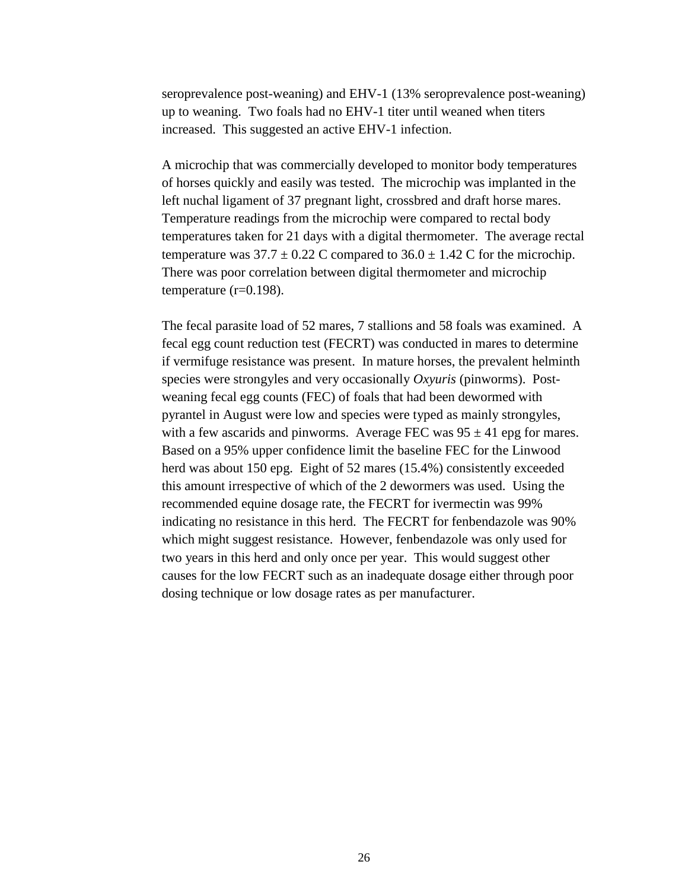seroprevalence post-weaning) and EHV-1 (13% seroprevalence post-weaning) up to weaning. Two foals had no EHV-1 titer until weaned when titers increased. This suggested an active EHV-1 infection.

A microchip that was commercially developed to monitor body temperatures of horses quickly and easily was tested. The microchip was implanted in the left nuchal ligament of 37 pregnant light, crossbred and draft horse mares. Temperature readings from the microchip were compared to rectal body temperatures taken for 21 days with a digital thermometer. The average rectal temperature was $37.7 \pm 0.22$ C compared to $36.0 \pm 1.42$ C for the microchip. There was poor correlation between digital thermometer and microchip temperature ($r=0.198$).

The fecal parasite load of 52 mares, 7 stallions and 58 foals was examined. A fecal egg count reduction test (FECRT) was conducted in mares to determine if vermifuge resistance was present. In mature horses, the prevalent helminth species were strongyles and very occasionally *Oxyuris* (pinworms). Post-weaning fecal egg counts (FEC) of foals that had been dewormed with pyrantel in August were low and species were typed as mainly strongyles, with a few ascarids and pinworms. Average FEC was $95 \pm 41$ epg for mares. Based on a 95% upper confidence limit the baseline FEC for the Linwood herd was about 150 epg. Eight of 52 mares (15.4%) consistently exceeded this amount irrespective of which of the 2 dewormers was used. Using the recommended equine dosage rate, the FECRT for ivermectin was 99% indicating no resistance in this herd. The FECRT for fenbendazole was 90% which might suggest resistance. However, fenbendazole was only used for two years in this herd and only once per year. This would suggest other causes for the low FECRT such as an inadequate dosage either through poor dosing technique or low dosage rates as per manufacturer.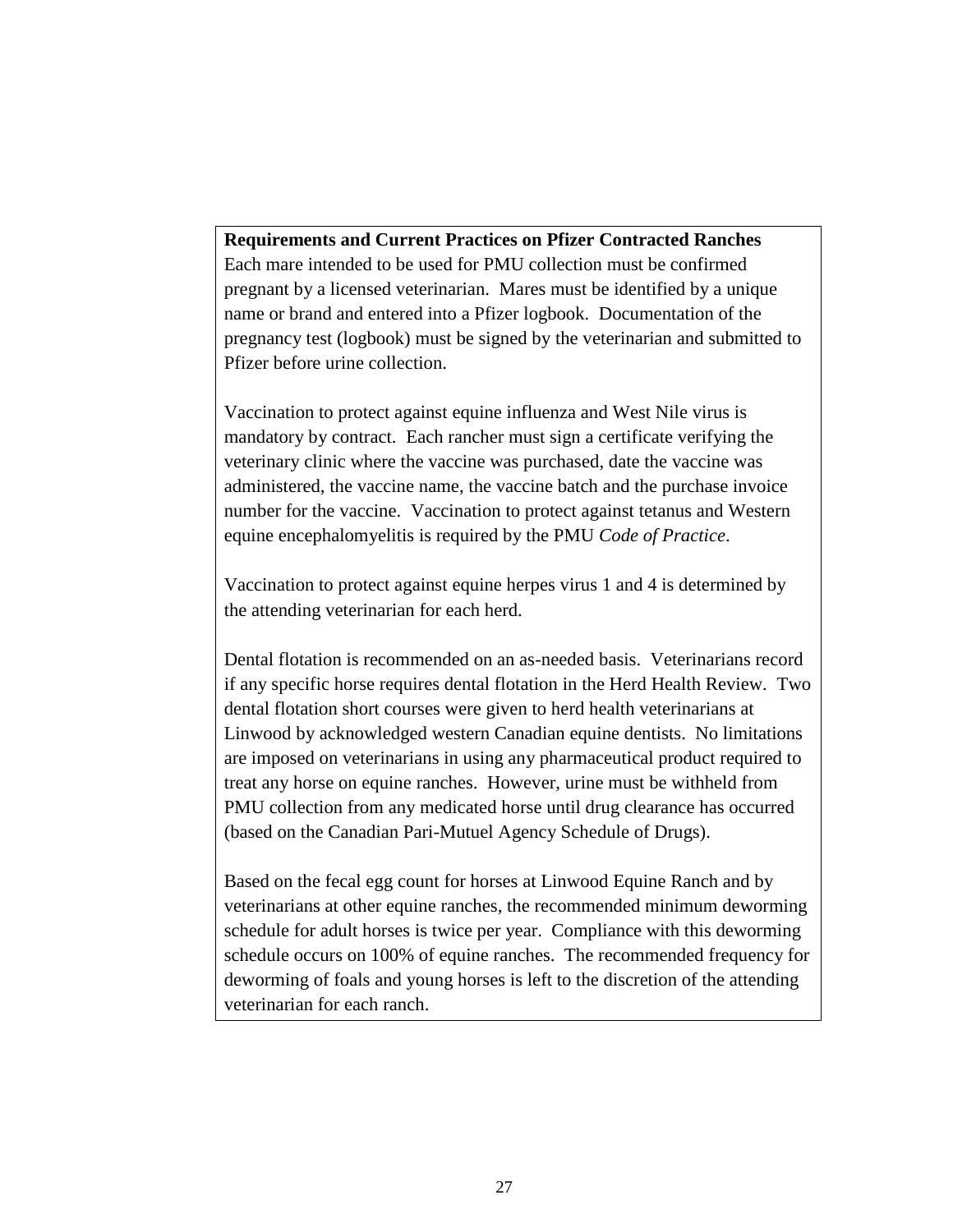**Requirements and Current Practices on Pfizer Contracted Ranches**

Each mare intended to be used for PMU collection must be confirmed pregnant by a licensed veterinarian. Mares must be identified by a unique name or brand and entered into a Pfizer logbook. Documentation of the pregnancy test (logbook) must be signed by the veterinarian and submitted to Pfizer before urine collection.

Vaccination to protect against equine influenza and West Nile virus is mandatory by contract. Each rancher must sign a certificate verifying the veterinary clinic where the vaccine was purchased, date the vaccine was administered, the vaccine name, the vaccine batch and the purchase invoice number for the vaccine. Vaccination to protect against tetanus and Western equine encephalomyelitis is required by the PMU *Code of Practice*.

Vaccination to protect against equine herpes virus 1 and 4 is determined by the attending veterinarian for each herd.

Dental flotation is recommended on an as-needed basis. Veterinarians record if any specific horse requires dental flotation in the Herd Health Review. Two dental flotation short courses were given to herd health veterinarians at Linwood by acknowledged western Canadian equine dentists. No limitations are imposed on veterinarians in using any pharmaceutical product required to treat any horse on equine ranches. However, urine must be withheld from PMU collection from any medicated horse until drug clearance has occurred (based on the Canadian Pari-Mutuel Agency Schedule of Drugs).

Based on the fecal egg count for horses at Linwood Equine Ranch and by veterinarians at other equine ranches, the recommended minimum deworming schedule for adult horses is twice per year. Compliance with this deworming schedule occurs on 100% of equine ranches. The recommended frequency for deworming of foals and young horses is left to the discretion of the attending veterinarian for each ranch.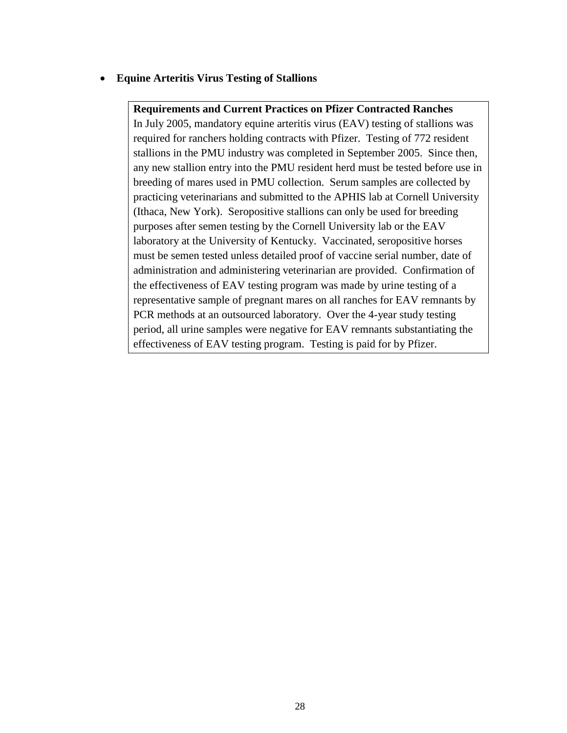- **Equine Arteritis Virus Testing of Stallions**

**Requirements and Current Practices on Pfizer Contracted Ranches**

In July 2005, mandatory equine arteritis virus (EAV) testing of stallions was required for ranchers holding contracts with Pfizer. Testing of 772 resident stallions in the PMU industry was completed in September 2005. Since then, any new stallion entry into the PMU resident herd must be tested before use in breeding of mares used in PMU collection. Serum samples are collected by practicing veterinarians and submitted to the APHIS lab at Cornell University (Ithaca, New York). Seropositive stallions can only be used for breeding purposes after semen testing by the Cornell University lab or the EAV laboratory at the University of Kentucky. Vaccinated, seropositive horses must be semen tested unless detailed proof of vaccine serial number, date of administration and administering veterinarian are provided. Confirmation of the effectiveness of EAV testing program was made by urine testing of a representative sample of pregnant mares on all ranches for EAV remnants by PCR methods at an outsourced laboratory. Over the 4-year study testing period, all urine samples were negative for EAV remnants substantiating the effectiveness of EAV testing program. Testing is paid for by Pfizer.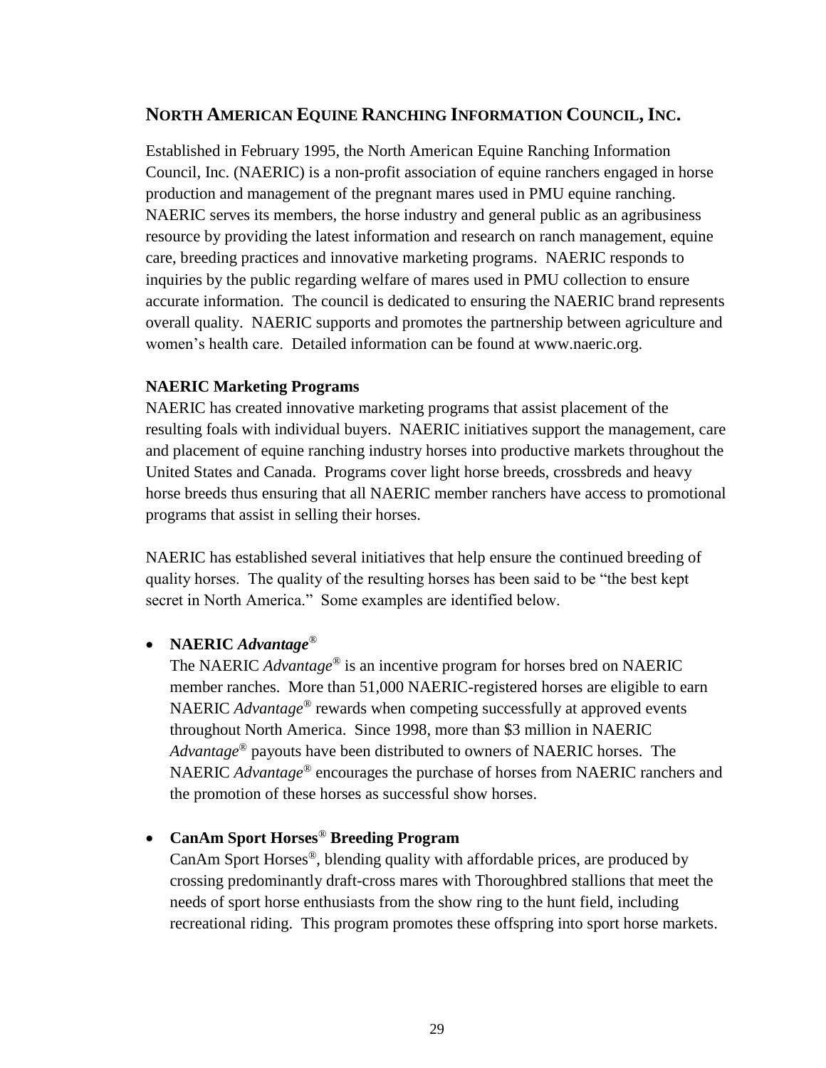## North American Equine Ranching Information Council, Inc.

Established in February 1995, the North American Equine Ranching Information Council, Inc. (NAERIC) is a non-profit association of equine ranchers engaged in horse production and management of the pregnant mares used in PMU equine ranching. NAERIC serves its members, the horse industry and general public as an agribusiness resource by providing the latest information and research on ranch management, equine care, breeding practices and innovative marketing programs. NAERIC responds to inquiries by the public regarding welfare of mares used in PMU collection to ensure accurate information. The council is dedicated to ensuring the NAERIC brand represents overall quality. NAERIC supports and promotes the partnership between agriculture and women's health care. Detailed information can be found at www.naeric.org.

**NAERIC Marketing Programs**

NAERIC has created innovative marketing programs that assist placement of the resulting foals with individual buyers. NAERIC initiatives support the management, care and placement of equine ranching industry horses into productive markets throughout the United States and Canada. Programs cover light horse breeds, crossbreds and heavy horse breeds thus ensuring that all NAERIC member ranchers have access to promotional programs that assist in selling their horses.

NAERIC has established several initiatives that help ensure the continued breeding of quality horses. The quality of the resulting horses has been said to be "the best kept secret in North America." Some examples are identified below.

- **NAERIC *Advantage*®**

  The NAERIC *Advantage*® is an incentive program for horses bred on NAERIC member ranches. More than 51,000 NAERIC-registered horses are eligible to earn NAERIC *Advantage*® rewards when competing successfully at approved events throughout North America. Since 1998, more than $3 million in NAERIC *Advantage*® payouts have been distributed to owners of NAERIC horses. The NAERIC *Advantage*® encourages the purchase of horses from NAERIC ranchers and the promotion of these horses as successful show horses.

- **CanAm Sport Horses® Breeding Program**

  CanAm Sport Horses®, blending quality with affordable prices, are produced by crossing predominantly draft-cross mares with Thoroughbred stallions that meet the needs of sport horse enthusiasts from the show ring to the hunt field, including recreational riding. This program promotes these offspring into sport horse markets.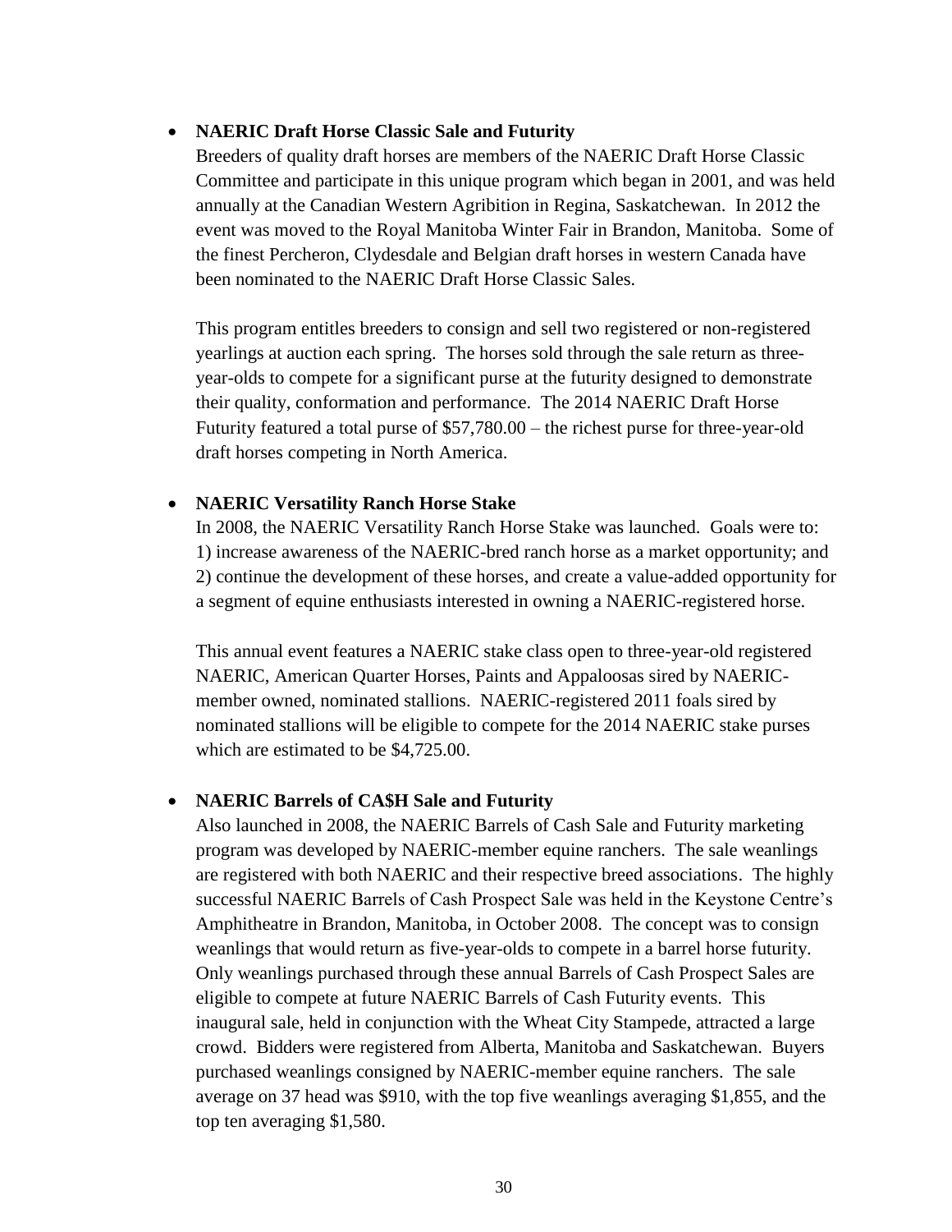- **NAERIC Draft Horse Classic Sale and Futurity**

  Breeders of quality draft horses are members of the NAERIC Draft Horse Classic Committee and participate in this unique program which began in 2001, and was held annually at the Canadian Western Agribition in Regina, Saskatchewan. In 2012 the event was moved to the Royal Manitoba Winter Fair in Brandon, Manitoba. Some of the finest Percheron, Clydesdale and Belgian draft horses in western Canada have been nominated to the NAERIC Draft Horse Classic Sales.

  This program entitles breeders to consign and sell two registered or non-registered yearlings at auction each spring. The horses sold through the sale return as three-year-olds to compete for a significant purse at the futurity designed to demonstrate their quality, conformation and performance. The 2014 NAERIC Draft Horse Futurity featured a total purse of $57,780.00 – the richest purse for three-year-old draft horses competing in North America.

- **NAERIC Versatility Ranch Horse Stake**

  In 2008, the NAERIC Versatility Ranch Horse Stake was launched. Goals were to: 1) increase awareness of the NAERIC-bred ranch horse as a market opportunity; and 2) continue the development of these horses, and create a value-added opportunity for a segment of equine enthusiasts interested in owning a NAERIC-registered horse.

  This annual event features a NAERIC stake class open to three-year-old registered NAERIC, American Quarter Horses, Paints and Appaloosas sired by NAERIC-member owned, nominated stallions. NAERIC-registered 2011 foals sired by nominated stallions will be eligible to compete for the 2014 NAERIC stake purses which are estimated to be $4,725.00.

- **NAERIC Barrels of CA$H Sale and Futurity**

  Also launched in 2008, the NAERIC Barrels of Cash Sale and Futurity marketing program was developed by NAERIC-member equine ranchers. The sale weanlings are registered with both NAERIC and their respective breed associations. The highly successful NAERIC Barrels of Cash Prospect Sale was held in the Keystone Centre's Amphitheatre in Brandon, Manitoba, in October 2008. The concept was to consign weanlings that would return as five-year-olds to compete in a barrel horse futurity. Only weanlings purchased through these annual Barrels of Cash Prospect Sales are eligible to compete at future NAERIC Barrels of Cash Futurity events. This inaugural sale, held in conjunction with the Wheat City Stampede, attracted a large crowd. Bidders were registered from Alberta, Manitoba and Saskatchewan. Buyers purchased weanlings consigned by NAERIC-member equine ranchers. The sale average on 37 head was $910, with the top five weanlings averaging $1,855, and the top ten averaging $1,580.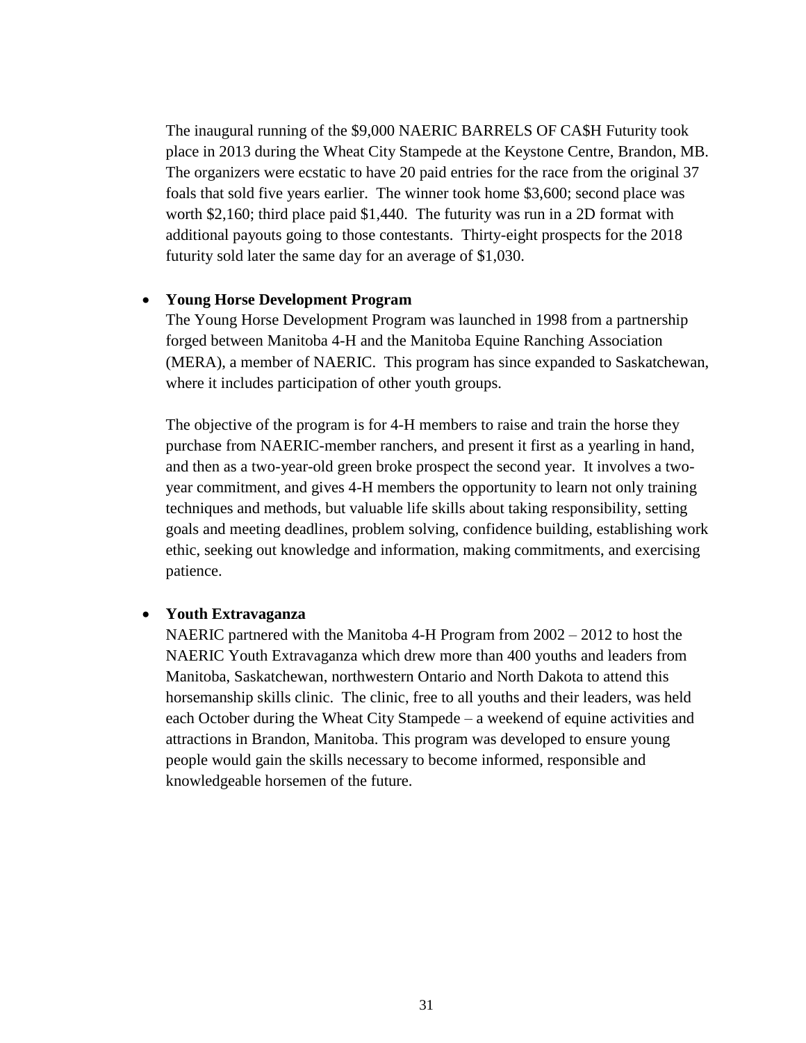The inaugural running of the $9,000 NAERIC BARRELS OF CA$H Futurity took place in 2013 during the Wheat City Stampede at the Keystone Centre, Brandon, MB. The organizers were ecstatic to have 20 paid entries for the race from the original 37 foals that sold five years earlier. The winner took home $3,600; second place was worth $2,160; third place paid $1,440. The futurity was run in a 2D format with additional payouts going to those contestants. Thirty-eight prospects for the 2018 futurity sold later the same day for an average of $1,030.

- **Young Horse Development Program**

  The Young Horse Development Program was launched in 1998 from a partnership forged between Manitoba 4-H and the Manitoba Equine Ranching Association (MERA), a member of NAERIC. This program has since expanded to Saskatchewan, where it includes participation of other youth groups.

  The objective of the program is for 4-H members to raise and train the horse they purchase from NAERIC-member ranchers, and present it first as a yearling in hand, and then as a two-year-old green broke prospect the second year. It involves a two-year commitment, and gives 4-H members the opportunity to learn not only training techniques and methods, but valuable life skills about taking responsibility, setting goals and meeting deadlines, problem solving, confidence building, establishing work ethic, seeking out knowledge and information, making commitments, and exercising patience.

- **Youth Extravaganza**

  NAERIC partnered with the Manitoba 4-H Program from 2002 – 2012 to host the NAERIC Youth Extravaganza which drew more than 400 youths and leaders from Manitoba, Saskatchewan, northwestern Ontario and North Dakota to attend this horsemanship skills clinic. The clinic, free to all youths and their leaders, was held each October during the Wheat City Stampede – a weekend of equine activities and attractions in Brandon, Manitoba. This program was developed to ensure young people would gain the skills necessary to become informed, responsible and knowledgeable horsemen of the future.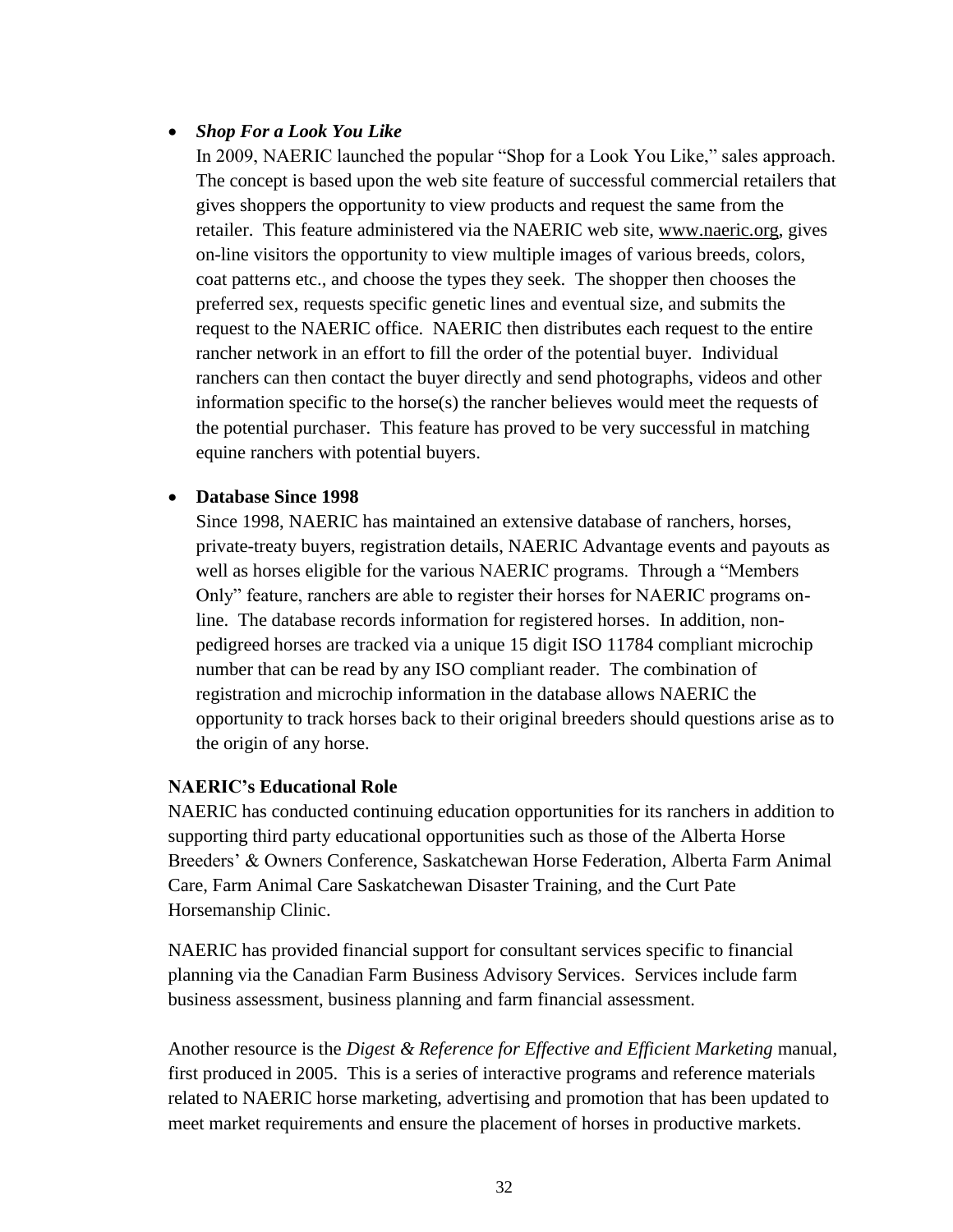- ***Shop For a Look You Like***

  In 2009, NAERIC launched the popular "Shop for a Look You Like," sales approach. The concept is based upon the web site feature of successful commercial retailers that gives shoppers the opportunity to view products and request the same from the retailer. This feature administered via the NAERIC web site, www.naeric.org, gives on-line visitors the opportunity to view multiple images of various breeds, colors, coat patterns etc., and choose the types they seek. The shopper then chooses the preferred sex, requests specific genetic lines and eventual size, and submits the request to the NAERIC office. NAERIC then distributes each request to the entire rancher network in an effort to fill the order of the potential buyer. Individual ranchers can then contact the buyer directly and send photographs, videos and other information specific to the horse(s) the rancher believes would meet the requests of the potential purchaser. This feature has proved to be very successful in matching equine ranchers with potential buyers.

- **Database Since 1998**

  Since 1998, NAERIC has maintained an extensive database of ranchers, horses, private-treaty buyers, registration details, NAERIC Advantage events and payouts as well as horses eligible for the various NAERIC programs. Through a "Members Only" feature, ranchers are able to register their horses for NAERIC programs on-line. The database records information for registered horses. In addition, non-pedigreed horses are tracked via a unique 15 digit ISO 11784 compliant microchip number that can be read by any ISO compliant reader. The combination of registration and microchip information in the database allows NAERIC the opportunity to track horses back to their original breeders should questions arise as to the origin of any horse.

**NAERIC's Educational Role**

NAERIC has conducted continuing education opportunities for its ranchers in addition to supporting third party educational opportunities such as those of the Alberta Horse Breeders' & Owners Conference, Saskatchewan Horse Federation, Alberta Farm Animal Care, Farm Animal Care Saskatchewan Disaster Training, and the Curt Pate Horsemanship Clinic.

NAERIC has provided financial support for consultant services specific to financial planning via the Canadian Farm Business Advisory Services. Services include farm business assessment, business planning and farm financial assessment.

Another resource is the *Digest & Reference for Effective and Efficient Marketing* manual, first produced in 2005. This is a series of interactive programs and reference materials related to NAERIC horse marketing, advertising and promotion that has been updated to meet market requirements and ensure the placement of horses in productive markets.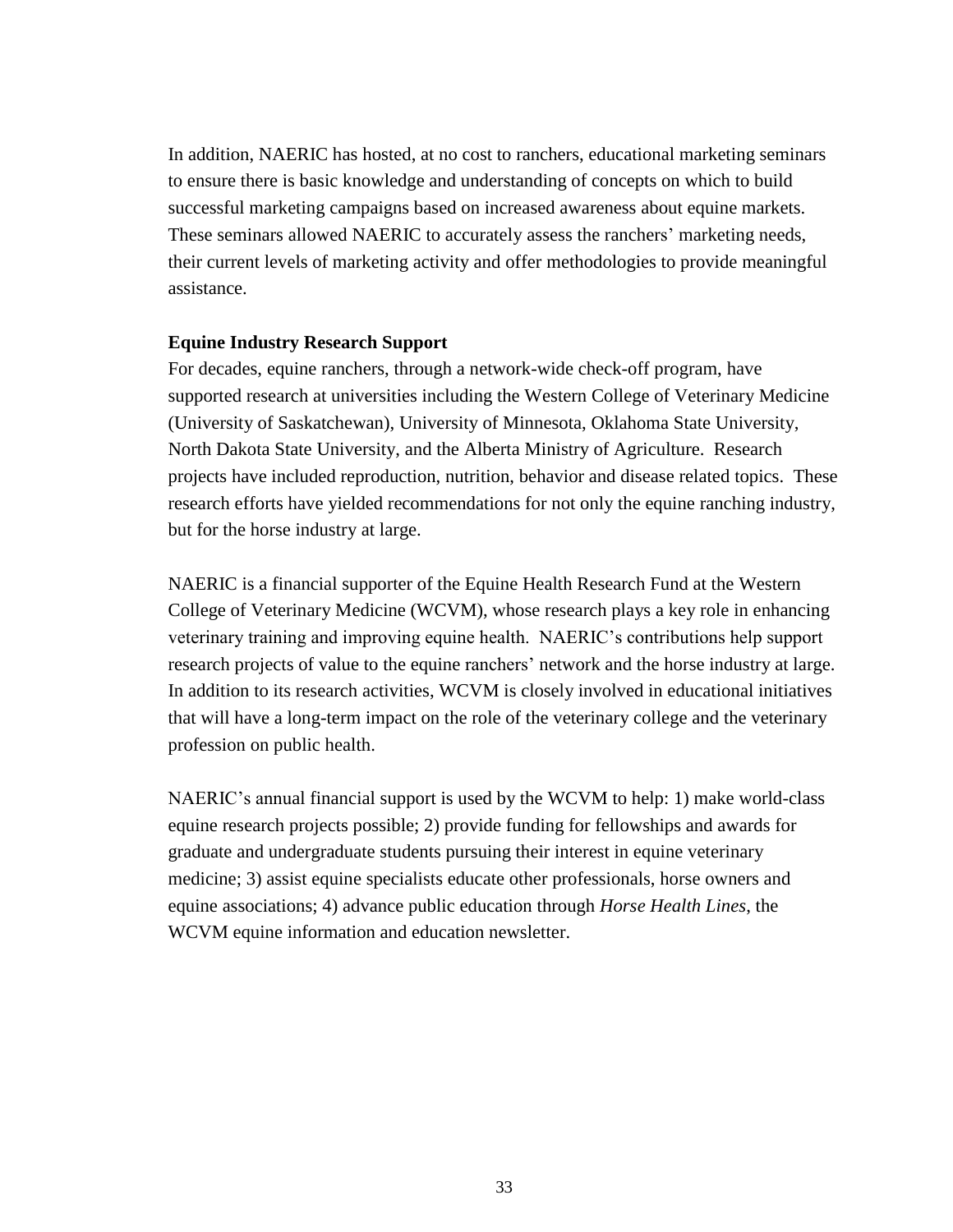In addition, NAERIC has hosted, at no cost to ranchers, educational marketing seminars to ensure there is basic knowledge and understanding of concepts on which to build successful marketing campaigns based on increased awareness about equine markets. These seminars allowed NAERIC to accurately assess the ranchers' marketing needs, their current levels of marketing activity and offer methodologies to provide meaningful assistance.

**Equine Industry Research Support**

For decades, equine ranchers, through a network-wide check-off program, have supported research at universities including the Western College of Veterinary Medicine (University of Saskatchewan), University of Minnesota, Oklahoma State University, North Dakota State University, and the Alberta Ministry of Agriculture. Research projects have included reproduction, nutrition, behavior and disease related topics. These research efforts have yielded recommendations for not only the equine ranching industry, but for the horse industry at large.

NAERIC is a financial supporter of the Equine Health Research Fund at the Western College of Veterinary Medicine (WCVM), whose research plays a key role in enhancing veterinary training and improving equine health. NAERIC's contributions help support research projects of value to the equine ranchers' network and the horse industry at large. In addition to its research activities, WCVM is closely involved in educational initiatives that will have a long-term impact on the role of the veterinary college and the veterinary profession on public health.

NAERIC's annual financial support is used by the WCVM to help: 1) make world-class equine research projects possible; 2) provide funding for fellowships and awards for graduate and undergraduate students pursuing their interest in equine veterinary medicine; 3) assist equine specialists educate other professionals, horse owners and equine associations; 4) advance public education through *Horse Health Lines*, the WCVM equine information and education newsletter.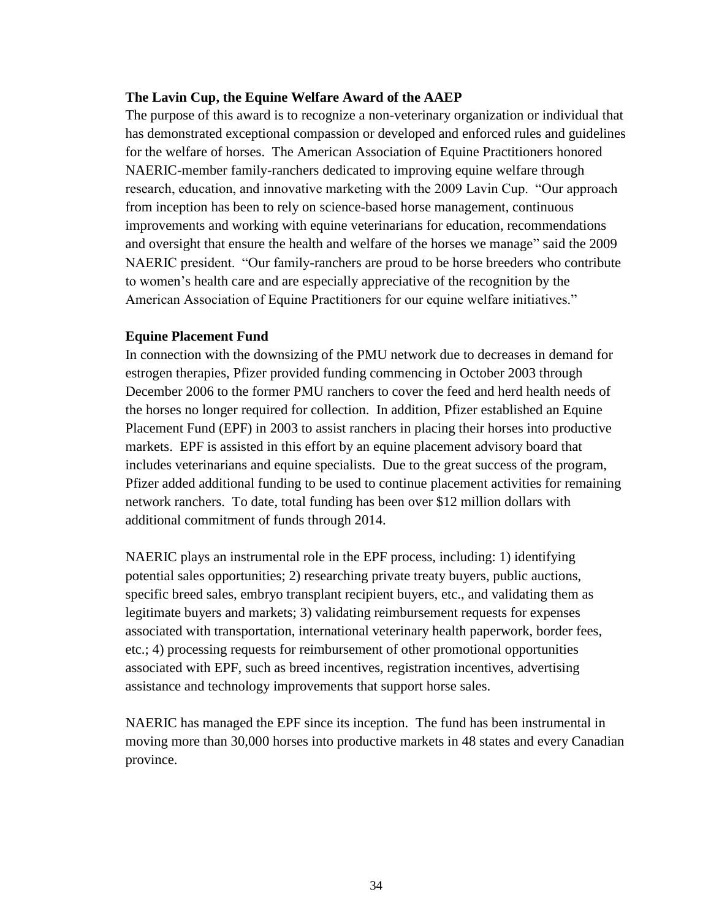**The Lavin Cup, the Equine Welfare Award of the AAEP**

The purpose of this award is to recognize a non-veterinary organization or individual that has demonstrated exceptional compassion or developed and enforced rules and guidelines for the welfare of horses. The American Association of Equine Practitioners honored NAERIC-member family-ranchers dedicated to improving equine welfare through research, education, and innovative marketing with the 2009 Lavin Cup. "Our approach from inception has been to rely on science-based horse management, continuous improvements and working with equine veterinarians for education, recommendations and oversight that ensure the health and welfare of the horses we manage" said the 2009 NAERIC president. "Our family-ranchers are proud to be horse breeders who contribute to women's health care and are especially appreciative of the recognition by the American Association of Equine Practitioners for our equine welfare initiatives."

**Equine Placement Fund**

In connection with the downsizing of the PMU network due to decreases in demand for estrogen therapies, Pfizer provided funding commencing in October 2003 through December 2006 to the former PMU ranchers to cover the feed and herd health needs of the horses no longer required for collection. In addition, Pfizer established an Equine Placement Fund (EPF) in 2003 to assist ranchers in placing their horses into productive markets. EPF is assisted in this effort by an equine placement advisory board that includes veterinarians and equine specialists. Due to the great success of the program, Pfizer added additional funding to be used to continue placement activities for remaining network ranchers. To date, total funding has been over $12 million dollars with additional commitment of funds through 2014.

NAERIC plays an instrumental role in the EPF process, including: 1) identifying potential sales opportunities; 2) researching private treaty buyers, public auctions, specific breed sales, embryo transplant recipient buyers, etc., and validating them as legitimate buyers and markets; 3) validating reimbursement requests for expenses associated with transportation, international veterinary health paperwork, border fees, etc.; 4) processing requests for reimbursement of other promotional opportunities associated with EPF, such as breed incentives, registration incentives, advertising assistance and technology improvements that support horse sales.

NAERIC has managed the EPF since its inception. The fund has been instrumental in moving more than 30,000 horses into productive markets in 48 states and every Canadian province.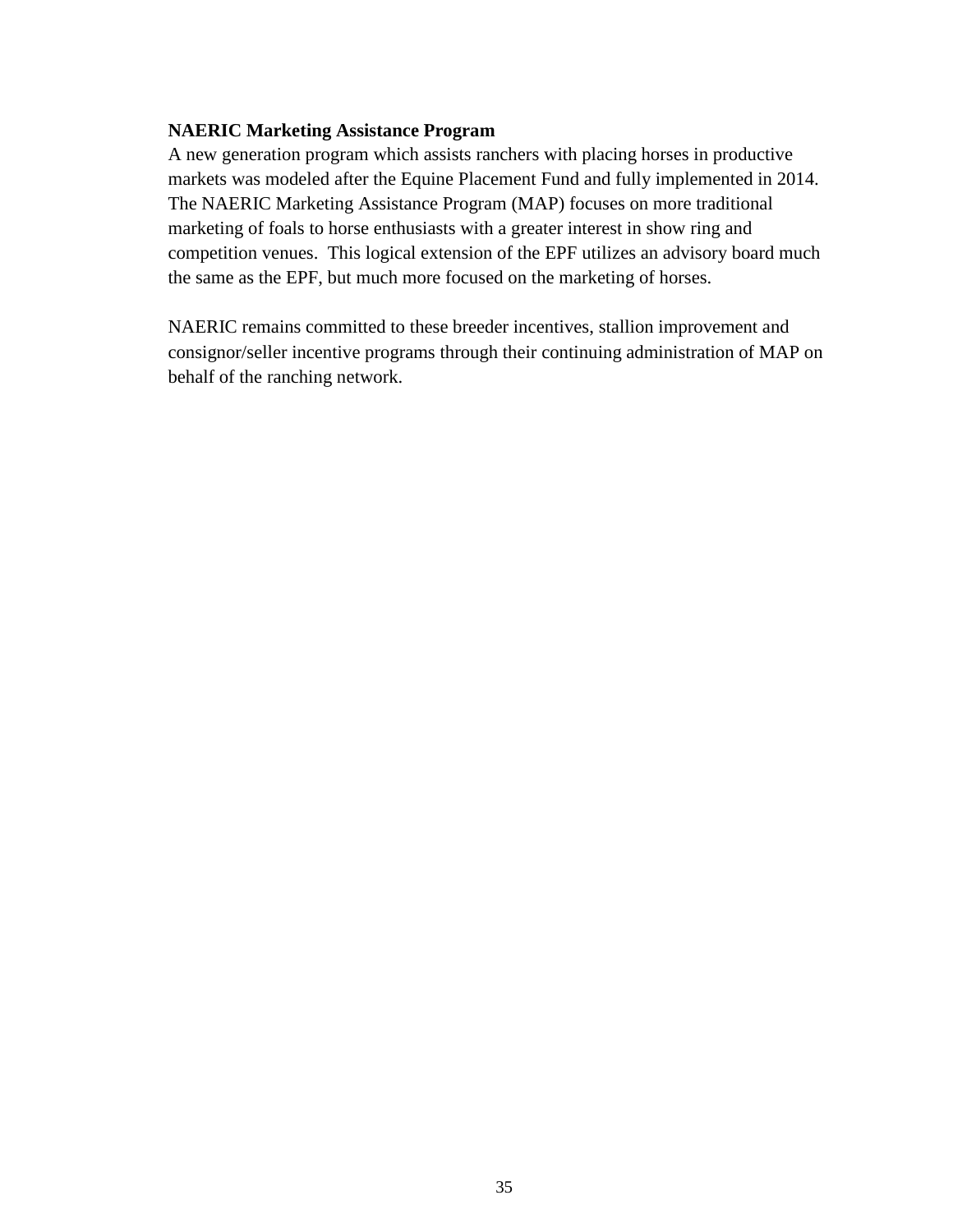**NAERIC Marketing Assistance Program**

A new generation program which assists ranchers with placing horses in productive markets was modeled after the Equine Placement Fund and fully implemented in 2014. The NAERIC Marketing Assistance Program (MAP) focuses on more traditional marketing of foals to horse enthusiasts with a greater interest in show ring and competition venues. This logical extension of the EPF utilizes an advisory board much the same as the EPF, but much more focused on the marketing of horses.

NAERIC remains committed to these breeder incentives, stallion improvement and consignor/seller incentive programs through their continuing administration of MAP on behalf of the ranching network.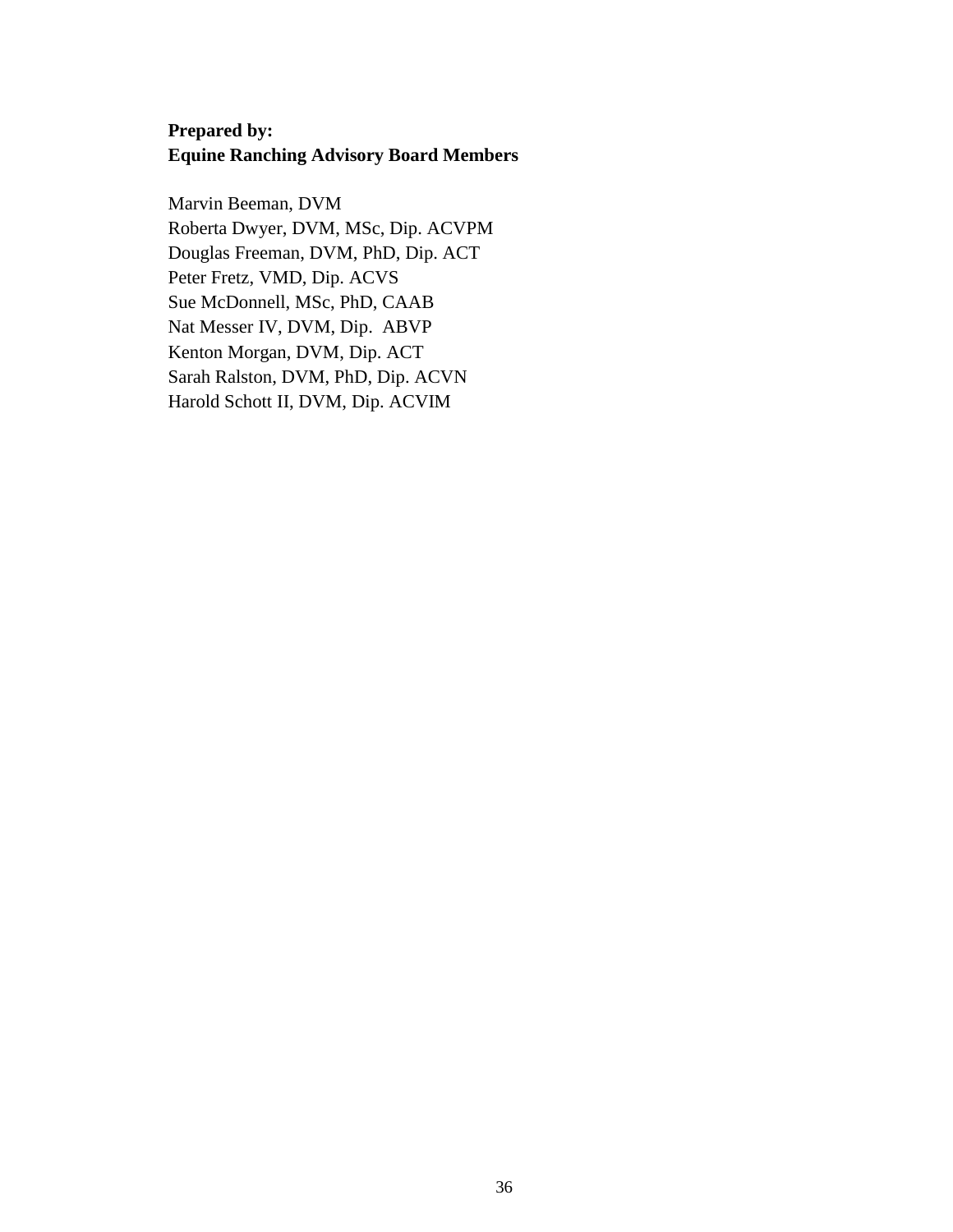**Prepared by:**
**Equine Ranching Advisory Board Members**

Marvin Beeman, DVM
Roberta Dwyer, DVM, MSc, Dip. ACVPM
Douglas Freeman, DVM, PhD, Dip. ACT
Peter Fretz, VMD, Dip. ACVS
Sue McDonnell, MSc, PhD, CAAB
Nat Messer IV, DVM, Dip. ABVP
Kenton Morgan, DVM, Dip. ACT
Sarah Ralston, DVM, PhD, Dip. ACVN
Harold Schott II, DVM, Dip. ACVIM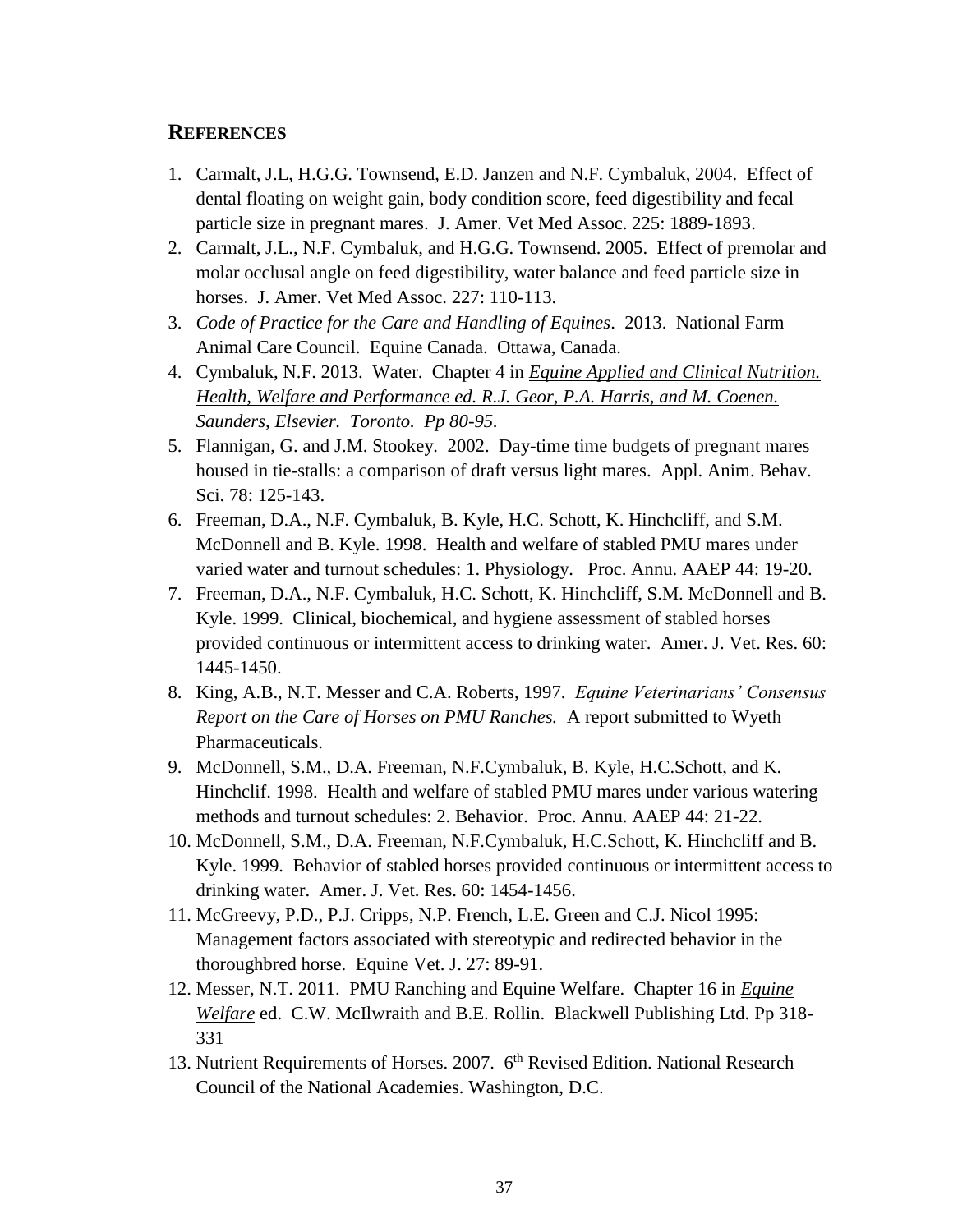## REFERENCES

1. Carmalt, J.L, H.G.G. Townsend, E.D. Janzen and N.F. Cymbaluk, 2004. Effect of dental floating on weight gain, body condition score, feed digestibility and fecal particle size in pregnant mares. J. Amer. Vet Med Assoc. 225: 1889-1893.
2. Carmalt, J.L., N.F. Cymbaluk, and H.G.G. Townsend. 2005. Effect of premolar and molar occlusal angle on feed digestibility, water balance and feed particle size in horses. J. Amer. Vet Med Assoc. 227: 110-113.
3. *Code of Practice for the Care and Handling of Equines*. 2013. National Farm Animal Care Council. Equine Canada. Ottawa, Canada.
4. Cymbaluk, N.F. 2013. Water. Chapter 4 in *Equine Applied and Clinical Nutrition. Health, Welfare and Performance ed. R.J. Geor, P.A. Harris, and M. Coenen. Saunders, Elsevier. Toronto. Pp 80-95.*
5. Flannigan, G. and J.M. Stookey. 2002. Day-time time budgets of pregnant mares housed in tie-stalls: a comparison of draft versus light mares. Appl. Anim. Behav. Sci. 78: 125-143.
6. Freeman, D.A., N.F. Cymbaluk, B. Kyle, H.C. Schott, K. Hinchcliff, and S.M. McDonnell and B. Kyle. 1998. Health and welfare of stabled PMU mares under varied water and turnout schedules: 1. Physiology. Proc. Annu. AAEP 44: 19-20.
7. Freeman, D.A., N.F. Cymbaluk, H.C. Schott, K. Hinchcliff, S.M. McDonnell and B. Kyle. 1999. Clinical, biochemical, and hygiene assessment of stabled horses provided continuous or intermittent access to drinking water. Amer. J. Vet. Res. 60: 1445-1450.
8. King, A.B., N.T. Messer and C.A. Roberts, 1997. *Equine Veterinarians' Consensus Report on the Care of Horses on PMU Ranches.* A report submitted to Wyeth Pharmaceuticals.
9. McDonnell, S.M., D.A. Freeman, N.F.Cymbaluk, B. Kyle, H.C.Schott, and K. Hinchclif. 1998. Health and welfare of stabled PMU mares under various watering methods and turnout schedules: 2. Behavior. Proc. Annu. AAEP 44: 21-22.
10. McDonnell, S.M., D.A. Freeman, N.F.Cymbaluk, H.C.Schott, K. Hinchcliff and B. Kyle. 1999. Behavior of stabled horses provided continuous or intermittent access to drinking water. Amer. J. Vet. Res. 60: 1454-1456.
11. McGreevy, P.D., P.J. Cripps, N.P. French, L.E. Green and C.J. Nicol 1995: Management factors associated with stereotypic and redirected behavior in the thoroughbred horse. Equine Vet. J. 27: 89-91.
12. Messer, N.T. 2011. PMU Ranching and Equine Welfare. Chapter 16 in *Equine Welfare* ed. C.W. McIlwraith and B.E. Rollin. Blackwell Publishing Ltd. Pp 318-331
13. Nutrient Requirements of Horses. 2007. 6th Revised Edition. National Research Council of the National Academies. Washington, D.C.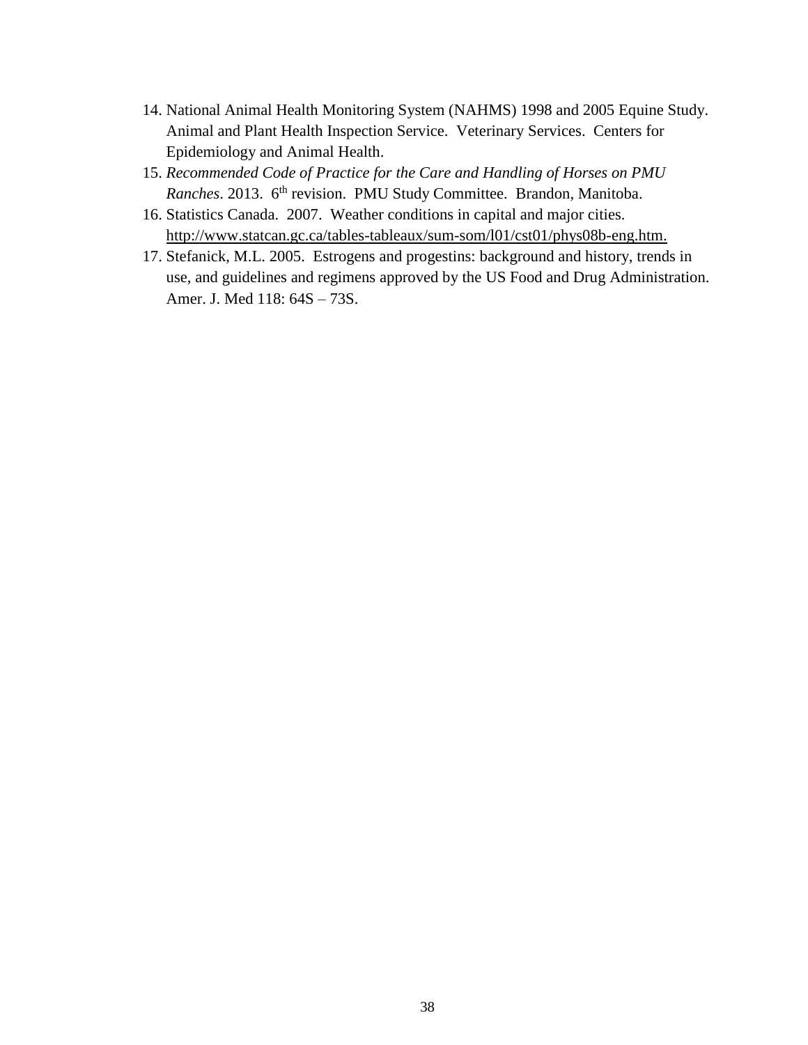14. National Animal Health Monitoring System (NAHMS) 1998 and 2005 Equine Study. Animal and Plant Health Inspection Service. Veterinary Services. Centers for Epidemiology and Animal Health.
15. *Recommended Code of Practice for the Care and Handling of Horses on PMU Ranches*. 2013. 6th revision. PMU Study Committee. Brandon, Manitoba.
16. Statistics Canada. 2007. Weather conditions in capital and major cities. http://www.statcan.gc.ca/tables-tableaux/sum-som/l01/cst01/phys08b-eng.htm.
17. Stefanick, M.L. 2005. Estrogens and progestins: background and history, trends in use, and guidelines and regimens approved by the US Food and Drug Administration. Amer. J. Med 118: 64S – 73S.